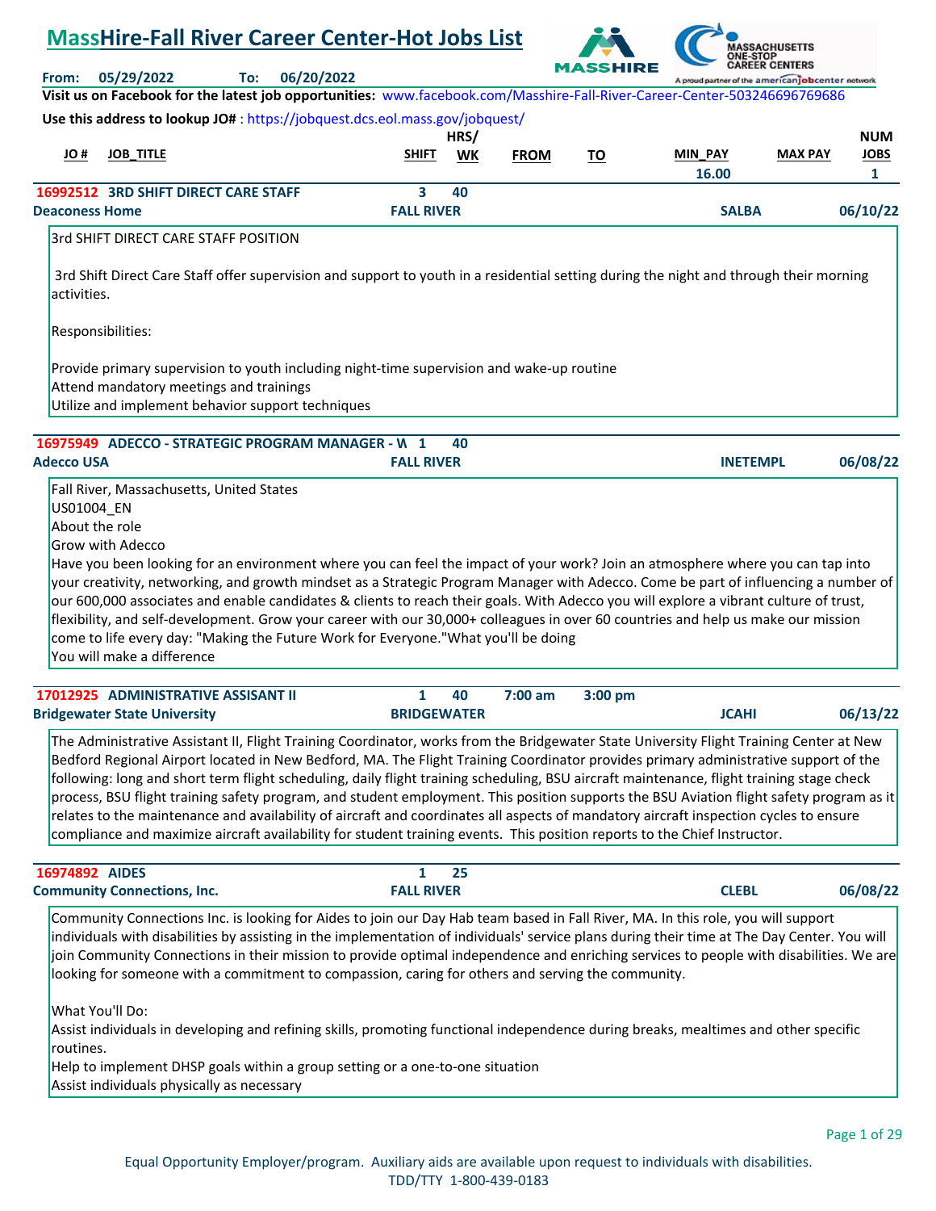# MassHire-Fall River Career Center-Hot Jobs List

**From:** 05/29/2022 **To:** 06/20/2022

**Visit us on Facebook for the latest job opportunities:** www.facebook.com/Masshire-Fall-River-Career-Center-503246696769686

**Use this address to lookup JO#** : https://jobquest.dcs.eol.mass.gov/jobquest/

| JO # | JOB_TITLE | SHIFT | HRS/ WK | FROM | TO | MIN_PAY | MAX PAY | NUM JOBS |
|---|---|---|---|---|---|---|---|---|
| 16992512 | 3RD SHIFT DIRECT CARE STAFF | 3 | 40 | | | 16.00 | | 1 |
| Deaconess Home | | FALL RIVER | | | | SALBA | | 06/10/22 |

3rd SHIFT DIRECT CARE STAFF POSITION

3rd Shift Direct Care Staff offer supervision and support to youth in a residential setting during the night and through their morning activities.

Responsibilities:

Provide primary supervision to youth including night-time supervision and wake-up routine
Attend mandatory meetings and trainings
Utilize and implement behavior support techniques

| JO # | JOB_TITLE | SHIFT | HRS/ WK | FROM | TO | MIN_PAY | MAX PAY | NUM JOBS |
|---|---|---|---|---|---|---|---|---|
| 16975949 | ADECCO - STRATEGIC PROGRAM MANAGER - W | 1 | 40 | | | | | |
| Adecco USA | | FALL RIVER | | | | INETEMPL | | 06/08/22 |

Fall River, Massachusetts, United States
US01004_EN
About the role
Grow with Adecco
Have you been looking for an environment where you can feel the impact of your work? Join an atmosphere where you can tap into your creativity, networking, and growth mindset as a Strategic Program Manager with Adecco. Come be part of influencing a number of our 600,000 associates and enable candidates & clients to reach their goals. With Adecco you will explore a vibrant culture of trust, flexibility, and self-development. Grow your career with our 30,000+ colleagues in over 60 countries and help us make our mission come to life every day: "Making the Future Work for Everyone."What you'll be doing
You will make a difference

| JO # | JOB_TITLE | SHIFT | HRS/ WK | FROM | TO | MIN_PAY | MAX PAY | NUM JOBS |
|---|---|---|---|---|---|---|---|---|
| 17012925 | ADMINISTRATIVE ASSISTANT II | 1 | 40 | 7:00 am | 3:00 pm | | | |
| Bridgewater State University | | BRIDGEWATER | | | | JCAHI | | 06/13/22 |

The Administrative Assistant II, Flight Training Coordinator, works from the Bridgewater State University Flight Training Center at New Bedford Regional Airport located in New Bedford, MA. The Flight Training Coordinator provides primary administrative support of the following: long and short term flight scheduling, daily flight training scheduling, BSU aircraft maintenance, flight training stage check process, BSU flight training safety program, and student employment. This position supports the BSU Aviation flight safety program as it relates to the maintenance and availability of aircraft and coordinates all aspects of mandatory aircraft inspection cycles to ensure compliance and maximize aircraft availability for student training events. This position reports to the Chief Instructor.

| JO # | JOB_TITLE | SHIFT | HRS/ WK | FROM | TO | MIN_PAY | MAX PAY | NUM JOBS |
|---|---|---|---|---|---|---|---|---|
| 16974892 | AIDES | 1 | 25 | | | | | |
| Community Connections, Inc. | | FALL RIVER | | | | CLEBL | | 06/08/22 |

Community Connections Inc. is looking for Aides to join our Day Hab team based in Fall River, MA. In this role, you will support individuals with disabilities by assisting in the implementation of individuals' service plans during their time at The Day Center. You will join Community Connections in their mission to provide optimal independence and enriching services to people with disabilities. We are looking for someone with a commitment to compassion, caring for others and serving the community.

What You'll Do:
Assist individuals in developing and refining skills, promoting functional independence during breaks, mealtimes and other specific routines.
Help to implement DHSP goals within a group setting or a one-to-one situation
Assist individuals physically as necessary

Equal Opportunity Employer/program. Auxiliary aids are available upon request to individuals with disabilities.
TDD/TTY 1-800-439-0183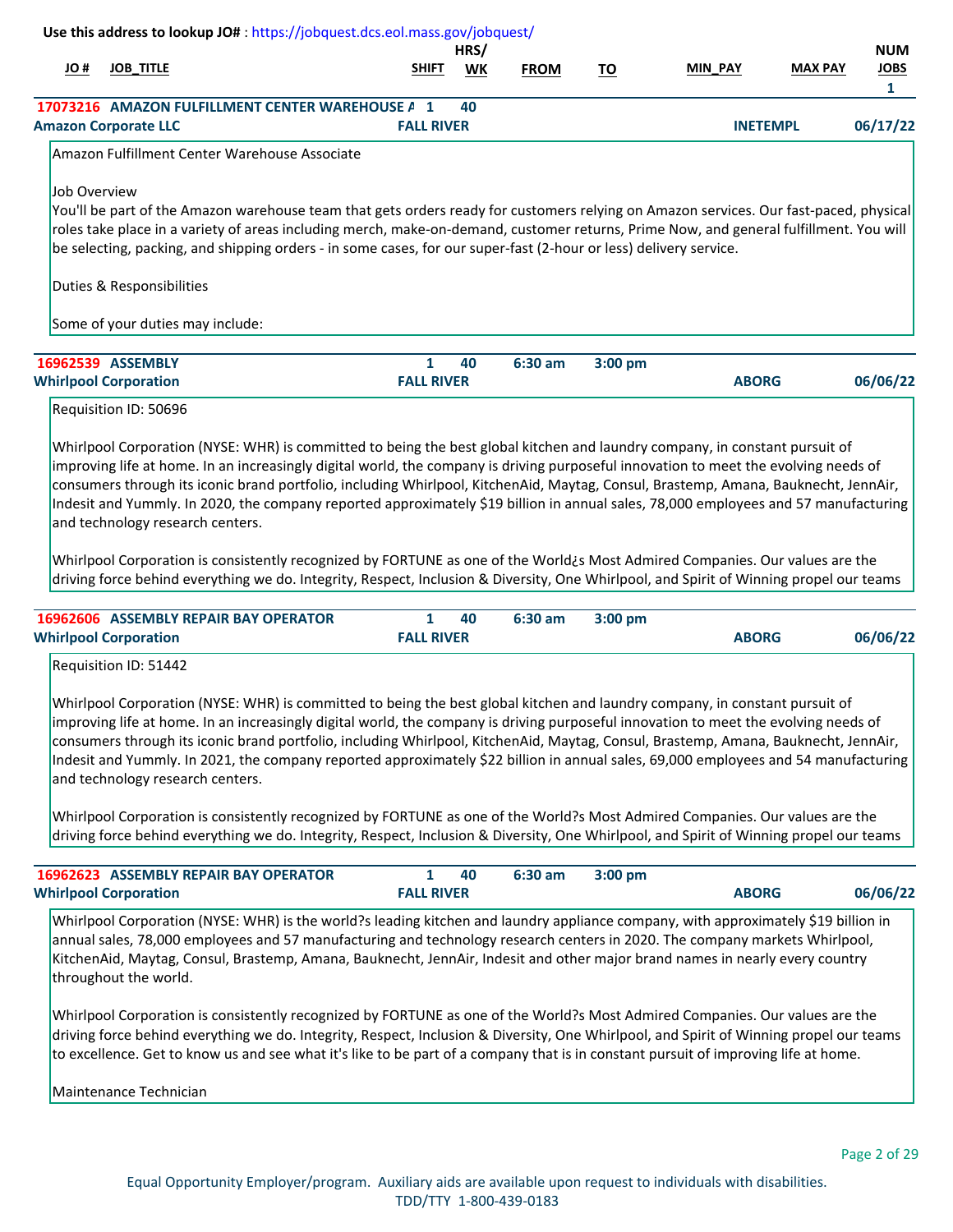Use this address to lookup JO# : https://jobquest.dcs.eol.mass.gov/jobquest/

| JO # | JOB_TITLE | SHIFT | HRS/ WK | FROM | TO | MIN_PAY | MAX PAY | NUM JOBS |
|---|---|---|---|---|---|---|---|---|
| 17073216 | AMAZON FULFILLMENT CENTER WAREHOUSE A | 1 | 40 | | | | | 1 |
| Amazon Corporate LLC | | FALL RIVER | | | | INETEMPL | | 06/17/22 |

Amazon Fulfillment Center Warehouse Associate

Job Overview
You'll be part of the Amazon warehouse team that gets orders ready for customers relying on Amazon services. Our fast-paced, physical roles take place in a variety of areas including merch, make-on-demand, customer returns, Prime Now, and general fulfillment. You will be selecting, packing, and shipping orders - in some cases, for our super-fast (2-hour or less) delivery service.

Duties & Responsibilities

Some of your duties may include:

| JO # | JOB_TITLE | SHIFT | HRS/ WK | FROM | TO | MIN_PAY | MAX PAY | NUM JOBS |
|---|---|---|---|---|---|---|---|---|
| 16962539 | ASSEMBLY | 1 | 40 | 6:30 am | 3:00 pm | | | |
| Whirlpool Corporation | | FALL RIVER | | | | ABORG | | 06/06/22 |

Requisition ID: 50696

Whirlpool Corporation (NYSE: WHR) is committed to being the best global kitchen and laundry company, in constant pursuit of improving life at home. In an increasingly digital world, the company is driving purposeful innovation to meet the evolving needs of consumers through its iconic brand portfolio, including Whirlpool, KitchenAid, Maytag, Consul, Brastemp, Amana, Bauknecht, JennAir, Indesit and Yummly. In 2020, the company reported approximately $19 billion in annual sales, 78,000 employees and 57 manufacturing and technology research centers.

Whirlpool Corporation is consistently recognized by FORTUNE as one of the World¿s Most Admired Companies. Our values are the driving force behind everything we do. Integrity, Respect, Inclusion & Diversity, One Whirlpool, and Spirit of Winning propel our teams

| JO # | JOB_TITLE | SHIFT | HRS/ WK | FROM | TO | MIN_PAY | MAX PAY | NUM JOBS |
|---|---|---|---|---|---|---|---|---|
| 16962606 | ASSEMBLY REPAIR BAY OPERATOR | 1 | 40 | 6:30 am | 3:00 pm | | | |
| Whirlpool Corporation | | FALL RIVER | | | | ABORG | | 06/06/22 |

Requisition ID: 51442

Whirlpool Corporation (NYSE: WHR) is committed to being the best global kitchen and laundry company, in constant pursuit of improving life at home. In an increasingly digital world, the company is driving purposeful innovation to meet the evolving needs of consumers through its iconic brand portfolio, including Whirlpool, KitchenAid, Maytag, Consul, Brastemp, Amana, Bauknecht, JennAir, Indesit and Yummly. In 2021, the company reported approximately $22 billion in annual sales, 69,000 employees and 54 manufacturing and technology research centers.

Whirlpool Corporation is consistently recognized by FORTUNE as one of the World?s Most Admired Companies. Our values are the driving force behind everything we do. Integrity, Respect, Inclusion & Diversity, One Whirlpool, and Spirit of Winning propel our teams

| JO # | JOB_TITLE | SHIFT | HRS/ WK | FROM | TO | MIN_PAY | MAX PAY | NUM JOBS |
|---|---|---|---|---|---|---|---|---|
| 16962623 | ASSEMBLY REPAIR BAY OPERATOR | 1 | 40 | 6:30 am | 3:00 pm | | | |
| Whirlpool Corporation | | FALL RIVER | | | | ABORG | | 06/06/22 |

Whirlpool Corporation (NYSE: WHR) is the world?s leading kitchen and laundry appliance company, with approximately $19 billion in annual sales, 78,000 employees and 57 manufacturing and technology research centers in 2020. The company markets Whirlpool, KitchenAid, Maytag, Consul, Brastemp, Amana, Bauknecht, JennAir, Indesit and other major brand names in nearly every country throughout the world.

Whirlpool Corporation is consistently recognized by FORTUNE as one of the World?s Most Admired Companies. Our values are the driving force behind everything we do. Integrity, Respect, Inclusion & Diversity, One Whirlpool, and Spirit of Winning propel our teams to excellence. Get to know us and see what it's like to be part of a company that is in constant pursuit of improving life at home.

Maintenance Technician

Equal Opportunity Employer/program. Auxiliary aids are available upon request to individuals with disabilities.
TDD/TTY 1-800-439-0183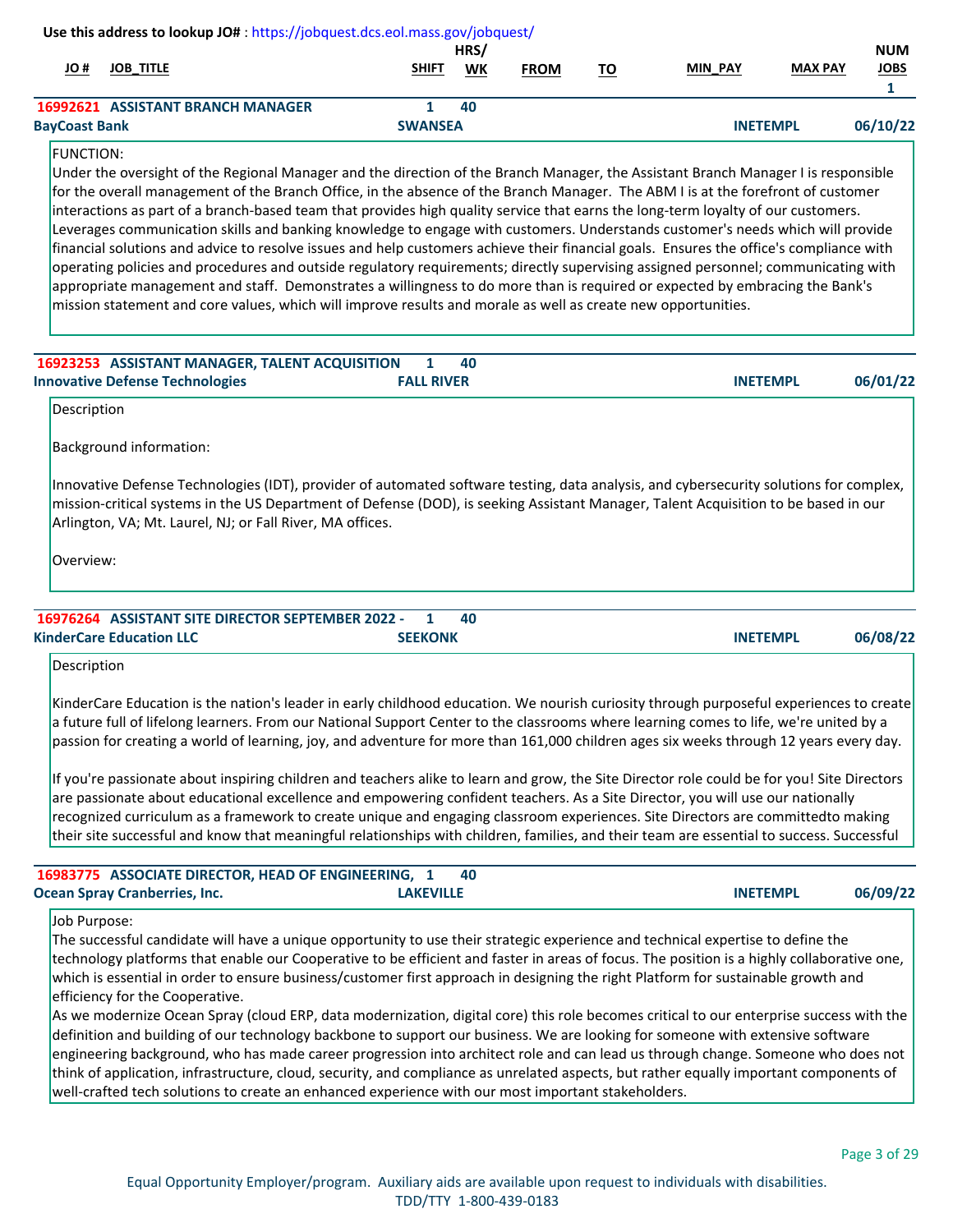Use this address to lookup JO# : https://jobquest.dcs.eol.mass.gov/jobquest/

| JO # | JOB_TITLE | SHIFT | HRS/ WK | FROM | TO | MIN_PAY | MAX PAY | NUM JOBS |
|---|---|---|---|---|---|---|---|---|
| | | | | | | | | 1 |

**16992621 ASSISTANT BRANCH MANAGER** 1 40

**BayCoast Bank** | **SWANSEA** | **INETEMPL** | **06/10/22**

FUNCTION:
Under the oversight of the Regional Manager and the direction of the Branch Manager, the Assistant Branch Manager I is responsible for the overall management of the Branch Office, in the absence of the Branch Manager. The ABM I is at the forefront of customer interactions as part of a branch-based team that provides high quality service that earns the long-term loyalty of our customers. Leverages communication skills and banking knowledge to engage with customers. Understands customer's needs which will provide financial solutions and advice to resolve issues and help customers achieve their financial goals. Ensures the office's compliance with operating policies and procedures and outside regulatory requirements; directly supervising assigned personnel; communicating with appropriate management and staff. Demonstrates a willingness to do more than is required or expected by embracing the Bank's mission statement and core values, which will improve results and morale as well as create new opportunities.

**16923253 ASSISTANT MANAGER, TALENT ACQUISITION** 1 40

**Innovative Defense Technologies** | **FALL RIVER** | **INETEMPL** | **06/01/22**

Description

Background information:

Innovative Defense Technologies (IDT), provider of automated software testing, data analysis, and cybersecurity solutions for complex, mission-critical systems in the US Department of Defense (DOD), is seeking Assistant Manager, Talent Acquisition to be based in our Arlington, VA; Mt. Laurel, NJ; or Fall River, MA offices.

Overview:

**16976264 ASSISTANT SITE DIRECTOR SEPTEMBER 2022 -** 1 40

**KinderCare Education LLC** | **SEEKONK** | **INETEMPL** | **06/08/22**

Description

KinderCare Education is the nation's leader in early childhood education. We nourish curiosity through purposeful experiences to create a future full of lifelong learners. From our National Support Center to the classrooms where learning comes to life, we're united by a passion for creating a world of learning, joy, and adventure for more than 161,000 children ages six weeks through 12 years every day.

If you're passionate about inspiring children and teachers alike to learn and grow, the Site Director role could be for you! Site Directors are passionate about educational excellence and empowering confident teachers. As a Site Director, you will use our nationally recognized curriculum as a framework to create unique and engaging classroom experiences. Site Directors are committedto making their site successful and know that meaningful relationships with children, families, and their team are essential to success. Successful

**16983775 ASSOCIATE DIRECTOR, HEAD OF ENGINEERING,** 1 40

**Ocean Spray Cranberries, Inc.** | **LAKEVILLE** | **INETEMPL** | **06/09/22**

Job Purpose:
The successful candidate will have a unique opportunity to use their strategic experience and technical expertise to define the technology platforms that enable our Cooperative to be efficient and faster in areas of focus. The position is a highly collaborative one, which is essential in order to ensure business/customer first approach in designing the right Platform for sustainable growth and efficiency for the Cooperative.
As we modernize Ocean Spray (cloud ERP, data modernization, digital core) this role becomes critical to our enterprise success with the definition and building of our technology backbone to support our business. We are looking for someone with extensive software engineering background, who has made career progression into architect role and can lead us through change. Someone who does not think of application, infrastructure, cloud, security, and compliance as unrelated aspects, but rather equally important components of well-crafted tech solutions to create an enhanced experience with our most important stakeholders.

Equal Opportunity Employer/program. Auxiliary aids are available upon request to individuals with disabilities.
TDD/TTY 1-800-439-0183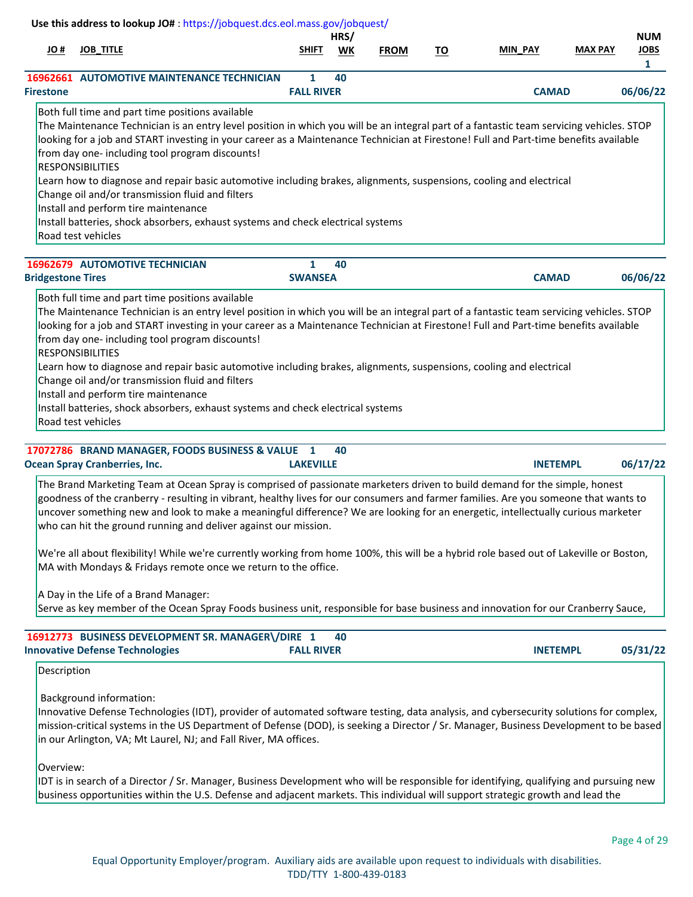**Use this address to lookup JO#** : https://jobquest.dcs.eol.mass.gov/jobquest/

| JO # | JOB_TITLE | SHIFT | HRS/ WK | FROM | TO | MIN_PAY | MAX PAY | NUM JOBS |
|---|---|---|---|---|---|---|---|---|
| | | | | | | | | 1 |

**16962661 AUTOMOTIVE MAINTENANCE TECHNICIAN** 1 40
**Firestone** **FALL RIVER** **CAMAD** **06/06/22**

Both full time and part time positions available
The Maintenance Technician is an entry level position in which you will be an integral part of a fantastic team servicing vehicles. STOP looking for a job and START investing in your career as a Maintenance Technician at Firestone! Full and Part-time benefits available from day one- including tool program discounts!
RESPONSIBILITIES
Learn how to diagnose and repair basic automotive including brakes, alignments, suspensions, cooling and electrical
Change oil and/or transmission fluid and filters
Install and perform tire maintenance
Install batteries, shock absorbers, exhaust systems and check electrical systems
Road test vehicles

**16962679 AUTOMOTIVE TECHNICIAN** 1 40
**Bridgestone Tires** **SWANSEA** **CAMAD** **06/06/22**

Both full time and part time positions available
The Maintenance Technician is an entry level position in which you will be an integral part of a fantastic team servicing vehicles. STOP looking for a job and START investing in your career as a Maintenance Technician at Firestone! Full and Part-time benefits available from day one- including tool program discounts!
RESPONSIBILITIES
Learn how to diagnose and repair basic automotive including brakes, alignments, suspensions, cooling and electrical
Change oil and/or transmission fluid and filters
Install and perform tire maintenance
Install batteries, shock absorbers, exhaust systems and check electrical systems
Road test vehicles

**17072786 BRAND MANAGER, FOODS BUSINESS & VALUE** 1 40
**Ocean Spray Cranberries, Inc.** **LAKEVILLE** **INETEMPL** **06/17/22**

The Brand Marketing Team at Ocean Spray is comprised of passionate marketers driven to build demand for the simple, honest goodness of the cranberry - resulting in vibrant, healthy lives for our consumers and farmer families. Are you someone that wants to uncover something new and look to make a meaningful difference? We are looking for an energetic, intellectually curious marketer who can hit the ground running and deliver against our mission.

We're all about flexibility! While we're currently working from home 100%, this will be a hybrid role based out of Lakeville or Boston, MA with Mondays & Fridays remote once we return to the office.

A Day in the Life of a Brand Manager:
Serve as key member of the Ocean Spray Foods business unit, responsible for base business and innovation for our Cranberry Sauce,

**16912773 BUSINESS DEVELOPMENT SR. MANAGER\/DIRE** 1 40
**Innovative Defense Technologies** **FALL RIVER** **INETEMPL** **05/31/22**

Description

Background information:
Innovative Defense Technologies (IDT), provider of automated software testing, data analysis, and cybersecurity solutions for complex, mission-critical systems in the US Department of Defense (DOD), is seeking a Director / Sr. Manager, Business Development to be based in our Arlington, VA; Mt Laurel, NJ; and Fall River, MA offices.

Overview:
IDT is in search of a Director / Sr. Manager, Business Development who will be responsible for identifying, qualifying and pursuing new business opportunities within the U.S. Defense and adjacent markets. This individual will support strategic growth and lead the

Equal Opportunity Employer/program. Auxiliary aids are available upon request to individuals with disabilities.
TDD/TTY 1-800-439-0183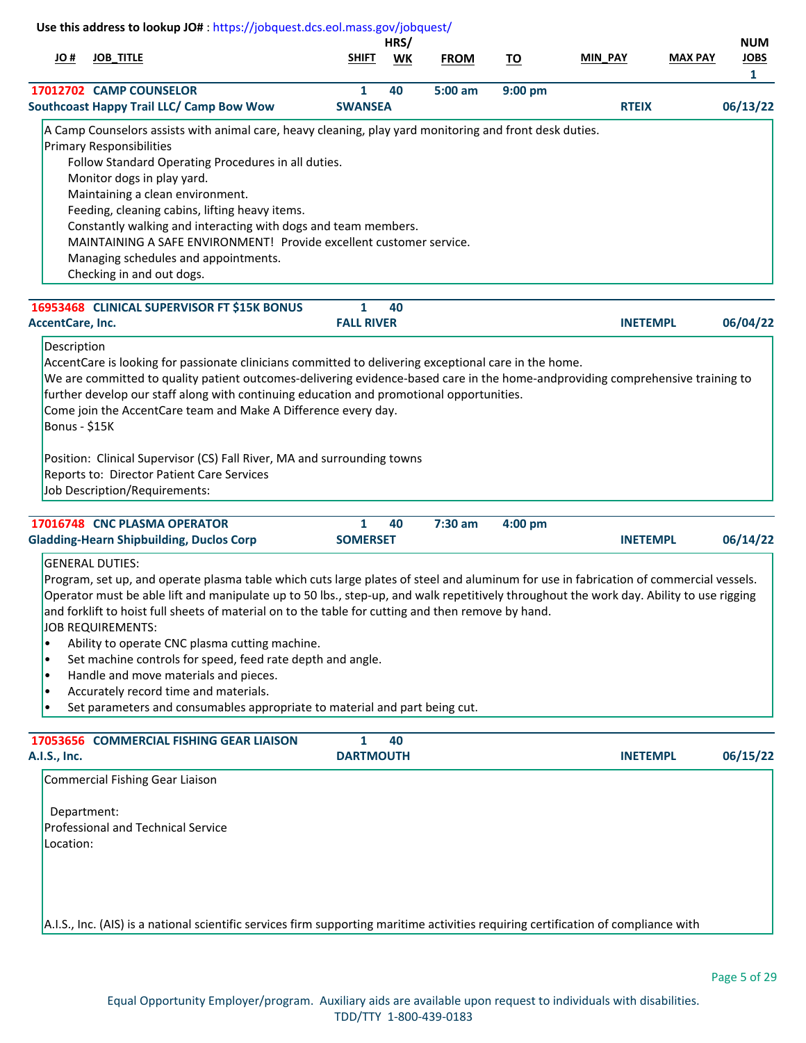**Use this address to lookup JO#** : https://jobquest.dcs.eol.mass.gov/jobquest/

| JO # | JOB_TITLE | SHIFT | HRS/ WK | FROM | TO | MIN_PAY | MAX PAY | NUM JOBS |
|---|---|---|---|---|---|---|---|---|
| | | | | | | | | 1 |
| **17012702** | **CAMP COUNSELOR** | 1 | 40 | 5:00 am | 9:00 pm | | | |
| **Southcoast Happy Trail LLC/ Camp Bow Wow** | | SWANSEA | | | | RTEIX | | 06/13/22 |

A Camp Counselors assists with animal care, heavy cleaning, play yard monitoring and front desk duties.
Primary Responsibilities
- Follow Standard Operating Procedures in all duties.
- Monitor dogs in play yard.
- Maintaining a clean environment.
- Feeding, cleaning cabins, lifting heavy items.
- Constantly walking and interacting with dogs and team members.
- MAINTAINING A SAFE ENVIRONMENT! Provide excellent customer service.
- Managing schedules and appointments.
- Checking in and out dogs.

| JO # | JOB_TITLE | SHIFT | HRS/ WK | FROM | TO | MIN_PAY | MAX PAY | NUM JOBS |
|---|---|---|---|---|---|---|---|---|
| **16953468** | **CLINICAL SUPERVISOR FT $15K BONUS** | 1 | 40 | | | | | |
| **AccentCare, Inc.** | | FALL RIVER | | | | INETEMPL | | 06/04/22 |

Description
AccentCare is looking for passionate clinicians committed to delivering exceptional care in the home.
We are committed to quality patient outcomes-delivering evidence-based care in the home-andproviding comprehensive training to further develop our staff along with continuing education and promotional opportunities.
Come join the AccentCare team and Make A Difference every day.
Bonus - $15K

Position: Clinical Supervisor (CS) Fall River, MA and surrounding towns
Reports to: Director Patient Care Services
Job Description/Requirements:

| JO # | JOB_TITLE | SHIFT | HRS/ WK | FROM | TO | MIN_PAY | MAX PAY | NUM JOBS |
|---|---|---|---|---|---|---|---|---|
| **17016748** | **CNC PLASMA OPERATOR** | 1 | 40 | 7:30 am | 4:00 pm | | | |
| **Gladding-Hearn Shipbuilding, Duclos Corp** | | SOMERSET | | | | INETEMPL | | 06/14/22 |

GENERAL DUTIES:
Program, set up, and operate plasma table which cuts large plates of steel and aluminum for use in fabrication of commercial vessels. Operator must be able lift and manipulate up to 50 lbs., step-up, and walk repetitively throughout the work day. Ability to use rigging and forklift to hoist full sheets of material on to the table for cutting and then remove by hand.
JOB REQUIREMENTS:
- Ability to operate CNC plasma cutting machine.
- Set machine controls for speed, feed rate depth and angle.
- Handle and move materials and pieces.
- Accurately record time and materials.
- Set parameters and consumables appropriate to material and part being cut.

| JO # | JOB_TITLE | SHIFT | HRS/ WK | FROM | TO | MIN_PAY | MAX PAY | NUM JOBS |
|---|---|---|---|---|---|---|---|---|
| **17053656** | **COMMERCIAL FISHING GEAR LIAISON** | 1 | 40 | | | | | |
| **A.I.S., Inc.** | | DARTMOUTH | | | | INETEMPL | | 06/15/22 |

Commercial Fishing Gear Liaison

Department:
Professional and Technical Service
Location:

A.I.S., Inc. (AIS) is a national scientific services firm supporting maritime activities requiring certification of compliance with

Equal Opportunity Employer/program. Auxiliary aids are available upon request to individuals with disabilities.
TDD/TTY 1-800-439-0183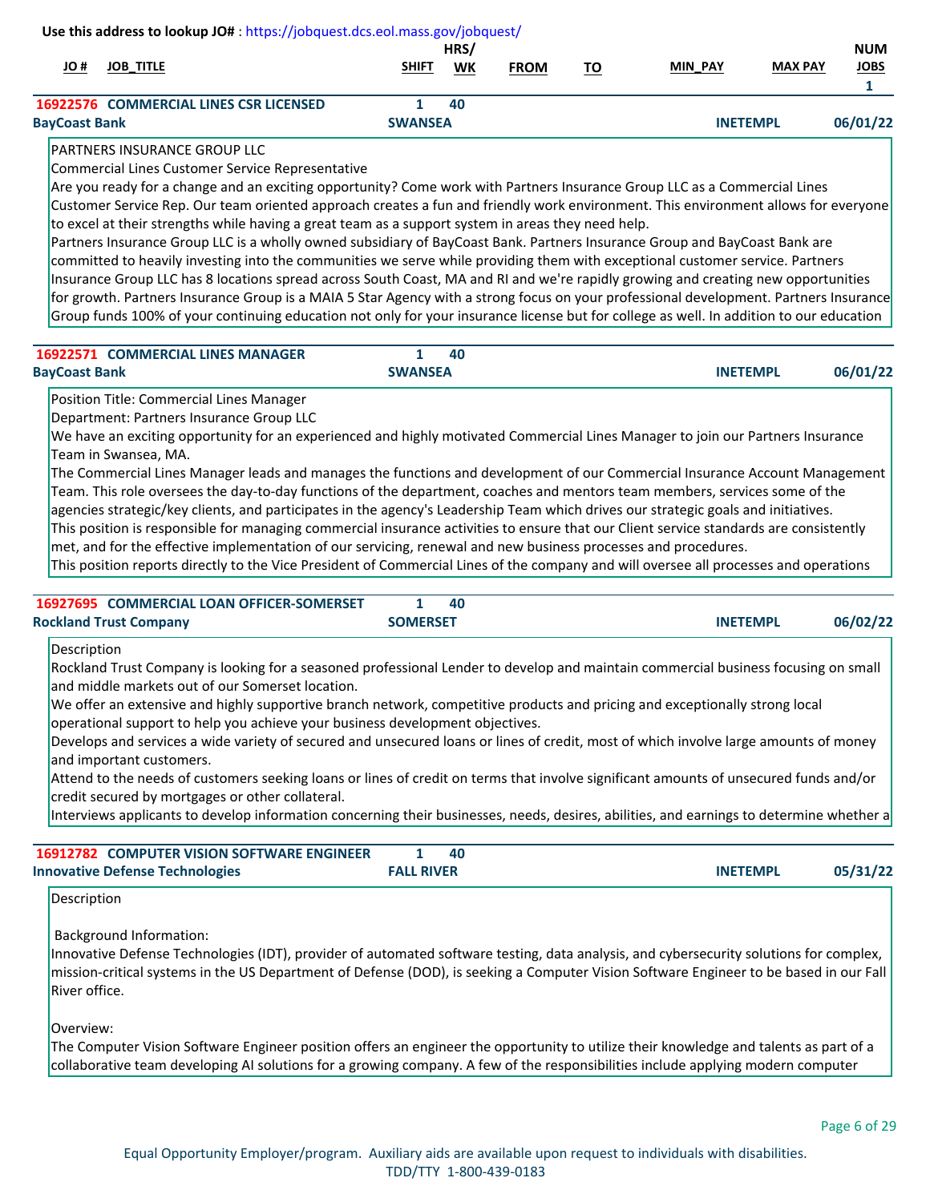Use this address to lookup JO# : https://jobquest.dcs.eol.mass.gov/jobquest/

| JO # | JOB_TITLE | SHIFT | HRS/ WK | FROM | TO | MIN_PAY | MAX PAY | NUM JOBS |
|---|---|---|---|---|---|---|---|---|
| | | | | | | | | 1 |
| 16922576 | COMMERCIAL LINES CSR LICENSED | 1 | 40 | | | | | |
| BayCoast Bank | | SWANSEA | | | | INETEMPL | | 06/01/22 |

PARTNERS INSURANCE GROUP LLC
Commercial Lines Customer Service Representative
Are you ready for a change and an exciting opportunity? Come work with Partners Insurance Group LLC as a Commercial Lines Customer Service Rep. Our team oriented approach creates a fun and friendly work environment. This environment allows for everyone to excel at their strengths while having a great team as a support system in areas they need help.
Partners Insurance Group LLC is a wholly owned subsidiary of BayCoast Bank. Partners Insurance Group and BayCoast Bank are committed to heavily investing into the communities we serve while providing them with exceptional customer service. Partners Insurance Group LLC has 8 locations spread across South Coast, MA and RI and we're rapidly growing and creating new opportunities for growth. Partners Insurance Group is a MAIA 5 Star Agency with a strong focus on your professional development. Partners Insurance Group funds 100% of your continuing education not only for your insurance license but for college as well. In addition to our education

| JO # | JOB_TITLE | SHIFT | HRS/ WK | FROM | TO | MIN_PAY | MAX PAY | NUM JOBS |
|---|---|---|---|---|---|---|---|---|
| 16922571 | COMMERCIAL LINES MANAGER | 1 | 40 | | | | | |
| BayCoast Bank | | SWANSEA | | | | INETEMPL | | 06/01/22 |

Position Title: Commercial Lines Manager
Department: Partners Insurance Group LLC
We have an exciting opportunity for an experienced and highly motivated Commercial Lines Manager to join our Partners Insurance Team in Swansea, MA.
The Commercial Lines Manager leads and manages the functions and development of our Commercial Insurance Account Management Team. This role oversees the day-to-day functions of the department, coaches and mentors team members, services some of the agencies strategic/key clients, and participates in the agency's Leadership Team which drives our strategic goals and initiatives.
This position is responsible for managing commercial insurance activities to ensure that our Client service standards are consistently met, and for the effective implementation of our servicing, renewal and new business processes and procedures.
This position reports directly to the Vice President of Commercial Lines of the company and will oversee all processes and operations

| JO # | JOB_TITLE | SHIFT | HRS/ WK | FROM | TO | MIN_PAY | MAX PAY | NUM JOBS |
|---|---|---|---|---|---|---|---|---|
| 16927695 | COMMERCIAL LOAN OFFICER-SOMERSET | 1 | 40 | | | | | |
| Rockland Trust Company | | SOMERSET | | | | INETEMPL | | 06/02/22 |

Description
Rockland Trust Company is looking for a seasoned professional Lender to develop and maintain commercial business focusing on small and middle markets out of our Somerset location.
We offer an extensive and highly supportive branch network, competitive products and pricing and exceptionally strong local operational support to help you achieve your business development objectives.
Develops and services a wide variety of secured and unsecured loans or lines of credit, most of which involve large amounts of money and important customers.
Attend to the needs of customers seeking loans or lines of credit on terms that involve significant amounts of unsecured funds and/or credit secured by mortgages or other collateral.
Interviews applicants to develop information concerning their businesses, needs, desires, abilities, and earnings to determine whether a

| JO # | JOB_TITLE | SHIFT | HRS/ WK | FROM | TO | MIN_PAY | MAX PAY | NUM JOBS |
|---|---|---|---|---|---|---|---|---|
| 16912782 | COMPUTER VISION SOFTWARE ENGINEER | 1 | 40 | | | | | |
| Innovative Defense Technologies | | FALL RIVER | | | | INETEMPL | | 05/31/22 |

Description

Background Information:
Innovative Defense Technologies (IDT), provider of automated software testing, data analysis, and cybersecurity solutions for complex, mission-critical systems in the US Department of Defense (DOD), is seeking a Computer Vision Software Engineer to be based in our Fall River office.

Overview:
The Computer Vision Software Engineer position offers an engineer the opportunity to utilize their knowledge and talents as part of a collaborative team developing AI solutions for a growing company. A few of the responsibilities include applying modern computer

Equal Opportunity Employer/program. Auxiliary aids are available upon request to individuals with disabilities.
TDD/TTY 1-800-439-0183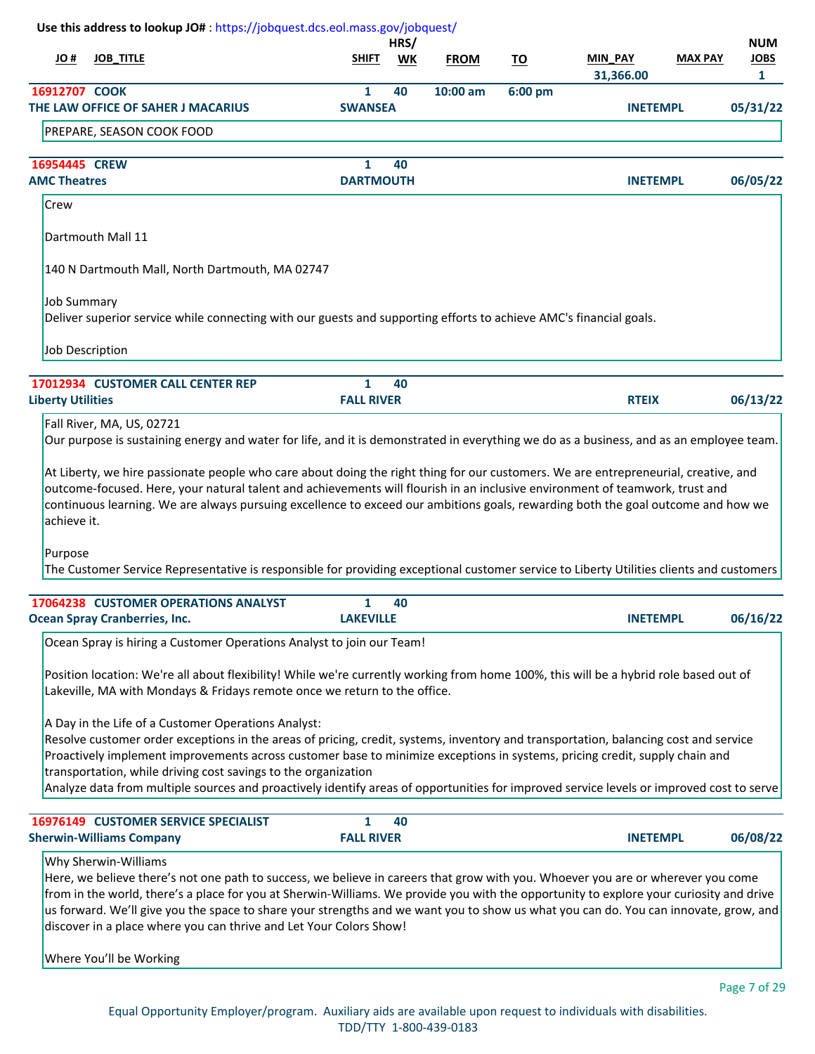**Use this address to lookup JO#** : https://jobquest.dcs.eol.mass.gov/jobquest/

| JO # | JOB_TITLE | SHIFT | HRS/ WK | FROM | TO | MIN_PAY | MAX PAY | NUM JOBS |
|---|---|---|---|---|---|---|---|---|
| 16912707 | COOK | 1 | 40 | 10:00 am | 6:00 pm | 31,366.00 | | 1 |

**THE LAW OFFICE OF SAHER J MACARIUS** — SWANSEA — INETEMPL — 05/31/22

PREPARE, SEASON COOK FOOD

---

| JO # | JOB_TITLE | SHIFT | HRS/ WK |
|---|---|---|---|
| 16954445 | CREW | 1 | 40 |

**AMC Theatres** — DARTMOUTH — INETEMPL — 06/05/22

Crew

Dartmouth Mall 11

140 N Dartmouth Mall, North Dartmouth, MA 02747

Job Summary
Deliver superior service while connecting with our guests and supporting efforts to achieve AMC's financial goals.

Job Description

---

| JO # | JOB_TITLE | SHIFT | HRS/ WK |
|---|---|---|---|
| 17012934 | CUSTOMER CALL CENTER REP | 1 | 40 |

**Liberty Utilities** — FALL RIVER — RTEIX — 06/13/22

Fall River, MA, US, 02721
Our purpose is sustaining energy and water for life, and it is demonstrated in everything we do as a business, and as an employee team.

At Liberty, we hire passionate people who care about doing the right thing for our customers. We are entrepreneurial, creative, and outcome-focused. Here, your natural talent and achievements will flourish in an inclusive environment of teamwork, trust and continuous learning. We are always pursuing excellence to exceed our ambitions goals, rewarding both the goal outcome and how we achieve it.

Purpose
The Customer Service Representative is responsible for providing exceptional customer service to Liberty Utilities clients and customers

---

| JO # | JOB_TITLE | SHIFT | HRS/ WK |
|---|---|---|---|
| 17064238 | CUSTOMER OPERATIONS ANALYST | 1 | 40 |

**Ocean Spray Cranberries, Inc.** — LAKEVILLE — INETEMPL — 06/16/22

Ocean Spray is hiring a Customer Operations Analyst to join our Team!

Position location: We're all about flexibility! While we're currently working from home 100%, this will be a hybrid role based out of Lakeville, MA with Mondays & Fridays remote once we return to the office.

A Day in the Life of a Customer Operations Analyst:
Resolve customer order exceptions in the areas of pricing, credit, systems, inventory and transportation, balancing cost and service
Proactively implement improvements across customer base to minimize exceptions in systems, pricing credit, supply chain and transportation, while driving cost savings to the organization
Analyze data from multiple sources and proactively identify areas of opportunities for improved service levels or improved cost to serve

---

| JO # | JOB_TITLE | SHIFT | HRS/ WK |
|---|---|---|---|
| 16976149 | CUSTOMER SERVICE SPECIALIST | 1 | 40 |

**Sherwin-Williams Company** — FALL RIVER — INETEMPL — 06/08/22

Why Sherwin-Williams
Here, we believe there's not one path to success, we believe in careers that grow with you. Whoever you are or wherever you come from in the world, there's a place for you at Sherwin-Williams. We provide you with the opportunity to explore your curiosity and drive us forward. We'll give you the space to share your strengths and we want you to show us what you can do. You can innovate, grow, and discover in a place where you can thrive and Let Your Colors Show!

Where You'll be Working

Equal Opportunity Employer/program. Auxiliary aids are available upon request to individuals with disabilities.
TDD/TTY 1-800-439-0183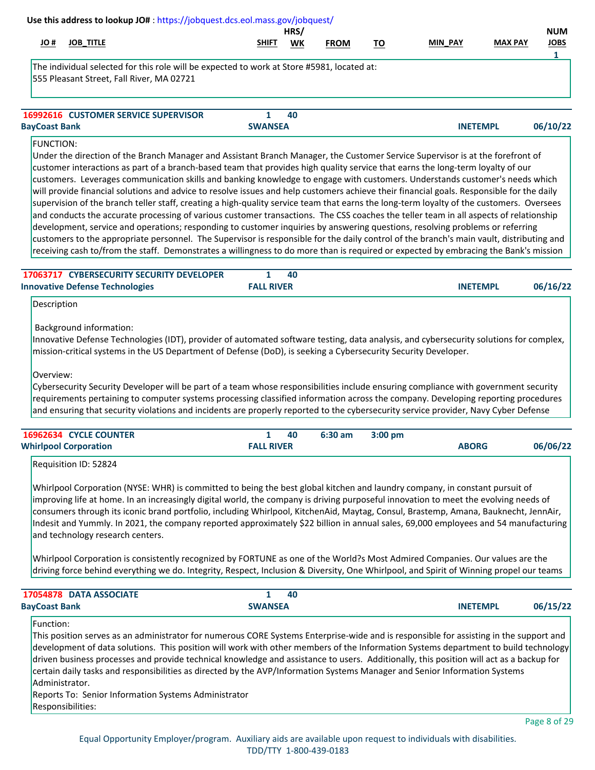Use this address to lookup JO# : https://jobquest.dcs.eol.mass.gov/jobquest/

| JO # | JOB_TITLE | SHIFT | HRS/ WK | FROM | TO | MIN_PAY | MAX PAY | NUM JOBS |
|---|---|---|---|---|---|---|---|---|
| | | | | | | | | 1 |

The individual selected for this role will be expected to work at Store #5981, located at:
555 Pleasant Street, Fall River, MA 02721

---

**16992616 CUSTOMER SERVICE SUPERVISOR** | 1 | 40
**BayCoast Bank** | **SWANSEA** | **INETEMPL** | **06/10/22**

FUNCTION:
Under the direction of the Branch Manager and Assistant Branch Manager, the Customer Service Supervisor is at the forefront of customer interactions as part of a branch-based team that provides high quality service that earns the long-term loyalty of our customers. Leverages communication skills and banking knowledge to engage with customers. Understands customer's needs which will provide financial solutions and advice to resolve issues and help customers achieve their financial goals. Responsible for the daily supervision of the branch teller staff, creating a high-quality service team that earns the long-term loyalty of the customers. Oversees and conducts the accurate processing of various customer transactions. The CSS coaches the teller team in all aspects of relationship development, service and operations; responding to customer inquiries by answering questions, resolving problems or referring customers to the appropriate personnel. The Supervisor is responsible for the daily control of the branch's main vault, distributing and receiving cash to/from the staff. Demonstrates a willingness to do more than is required or expected by embracing the Bank's mission

---

**17063717 CYBERSECURITY SECURITY DEVELOPER** | 1 | 40
**Innovative Defense Technologies** | **FALL RIVER** | **INETEMPL** | **06/16/22**

Description

Background information:
Innovative Defense Technologies (IDT), provider of automated software testing, data analysis, and cybersecurity solutions for complex, mission-critical systems in the US Department of Defense (DoD), is seeking a Cybersecurity Security Developer.

Overview:
Cybersecurity Security Developer will be part of a team whose responsibilities include ensuring compliance with government security requirements pertaining to computer systems processing classified information across the company. Developing reporting procedures and ensuring that security violations and incidents are properly reported to the cybersecurity service provider, Navy Cyber Defense

---

**16962634 CYCLE COUNTER** | 1 | 40 | 6:30 am | 3:00 pm
**Whirlpool Corporation** | **FALL RIVER** | **ABORG** | **06/06/22**

Requisition ID: 52824

Whirlpool Corporation (NYSE: WHR) is committed to being the best global kitchen and laundry company, in constant pursuit of improving life at home. In an increasingly digital world, the company is driving purposeful innovation to meet the evolving needs of consumers through its iconic brand portfolio, including Whirlpool, KitchenAid, Maytag, Consul, Brastemp, Amana, Bauknecht, JennAir, Indesit and Yummly. In 2021, the company reported approximately $22 billion in annual sales, 69,000 employees and 54 manufacturing and technology research centers.

Whirlpool Corporation is consistently recognized by FORTUNE as one of the World?s Most Admired Companies. Our values are the driving force behind everything we do. Integrity, Respect, Inclusion & Diversity, One Whirlpool, and Spirit of Winning propel our teams

---

**17054878 DATA ASSOCIATE** | 1 | 40
**BayCoast Bank** | **SWANSEA** | **INETEMPL** | **06/15/22**

Function:
This position serves as an administrator for numerous CORE Systems Enterprise-wide and is responsible for assisting in the support and development of data solutions. This position will work with other members of the Information Systems department to build technology driven business processes and provide technical knowledge and assistance to users. Additionally, this position will act as a backup for certain daily tasks and responsibilities as directed by the AVP/Information Systems Manager and Senior Information Systems Administrator.
Reports To: Senior Information Systems Administrator
Responsibilities:

Equal Opportunity Employer/program. Auxiliary aids are available upon request to individuals with disabilities.
TDD/TTY 1-800-439-0183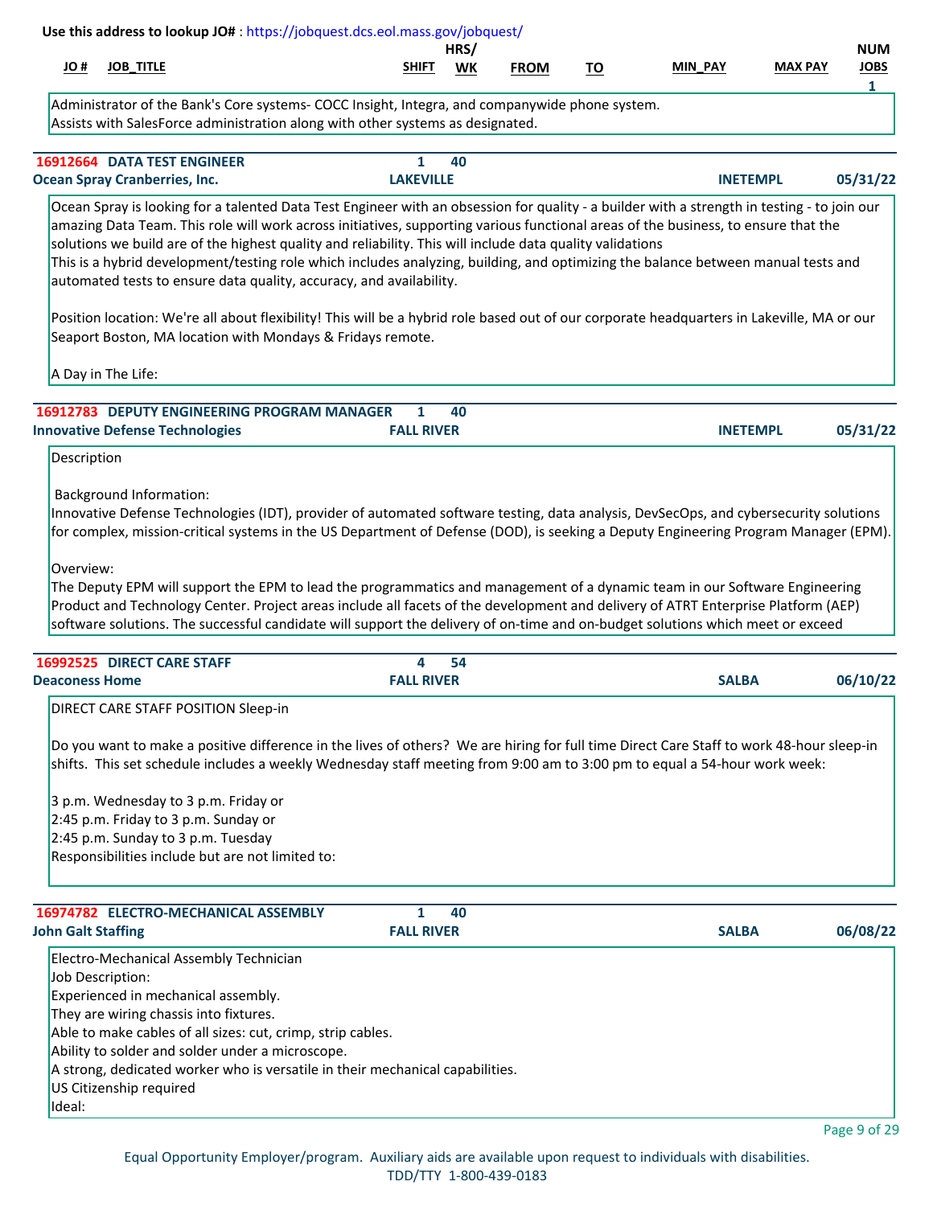Use this address to lookup JO# : https://jobquest.dcs.eol.mass.gov/jobquest/

| JO # | JOB_TITLE | SHIFT | HRS/ WK | FROM | TO | MIN_PAY | MAX PAY | NUM JOBS |
|---|---|---|---|---|---|---|---|---|
| | | | | | | | | 1 |

Administrator of the Bank's Core systems- COCC Insight, Integra, and companywide phone system.
Assists with SalesForce administration along with other systems as designated.

**16912664 DATA TEST ENGINEER** — Shift: 1 — Hrs/Wk: 40
**Ocean Spray Cranberries, Inc.** — LAKEVILLE — INETEMPL — 05/31/22

Ocean Spray is looking for a talented Data Test Engineer with an obsession for quality - a builder with a strength in testing - to join our amazing Data Team. This role will work across initiatives, supporting various functional areas of the business, to ensure that the solutions we build are of the highest quality and reliability. This will include data quality validations
This is a hybrid development/testing role which includes analyzing, building, and optimizing the balance between manual tests and automated tests to ensure data quality, accuracy, and availability.

Position location: We're all about flexibility! This will be a hybrid role based out of our corporate headquarters in Lakeville, MA or our Seaport Boston, MA location with Mondays & Fridays remote.

A Day in The Life:

**16912783 DEPUTY ENGINEERING PROGRAM MANAGER** — Shift: 1 — Hrs/Wk: 40
**Innovative Defense Technologies** — FALL RIVER — INETEMPL — 05/31/22

Description

Background Information:
Innovative Defense Technologies (IDT), provider of automated software testing, data analysis, DevSecOps, and cybersecurity solutions for complex, mission-critical systems in the US Department of Defense (DOD), is seeking a Deputy Engineering Program Manager (EPM).

Overview:
The Deputy EPM will support the EPM to lead the programmatics and management of a dynamic team in our Software Engineering Product and Technology Center. Project areas include all facets of the development and delivery of ATRT Enterprise Platform (AEP) software solutions. The successful candidate will support the delivery of on-time and on-budget solutions which meet or exceed

**16992525 DIRECT CARE STAFF** — Shift: 4 — Hrs/Wk: 54
**Deaconess Home** — FALL RIVER — SALBA — 06/10/22

DIRECT CARE STAFF POSITION Sleep-in

Do you want to make a positive difference in the lives of others? We are hiring for full time Direct Care Staff to work 48-hour sleep-in shifts. This set schedule includes a weekly Wednesday staff meeting from 9:00 am to 3:00 pm to equal a 54-hour work week:

3 p.m. Wednesday to 3 p.m. Friday or
2:45 p.m. Friday to 3 p.m. Sunday or
2:45 p.m. Sunday to 3 p.m. Tuesday
Responsibilities include but are not limited to:

**16974782 ELECTRO-MECHANICAL ASSEMBLY** — Shift: 1 — Hrs/Wk: 40
**John Galt Staffing** — FALL RIVER — SALBA — 06/08/22

Electro-Mechanical Assembly Technician
Job Description:
Experienced in mechanical assembly.
They are wiring chassis into fixtures.
Able to make cables of all sizes: cut, crimp, strip cables.
Ability to solder and solder under a microscope.
A strong, dedicated worker who is versatile in their mechanical capabilities.
US Citizenship required
Ideal:

Equal Opportunity Employer/program. Auxiliary aids are available upon request to individuals with disabilities.
TDD/TTY 1-800-439-0183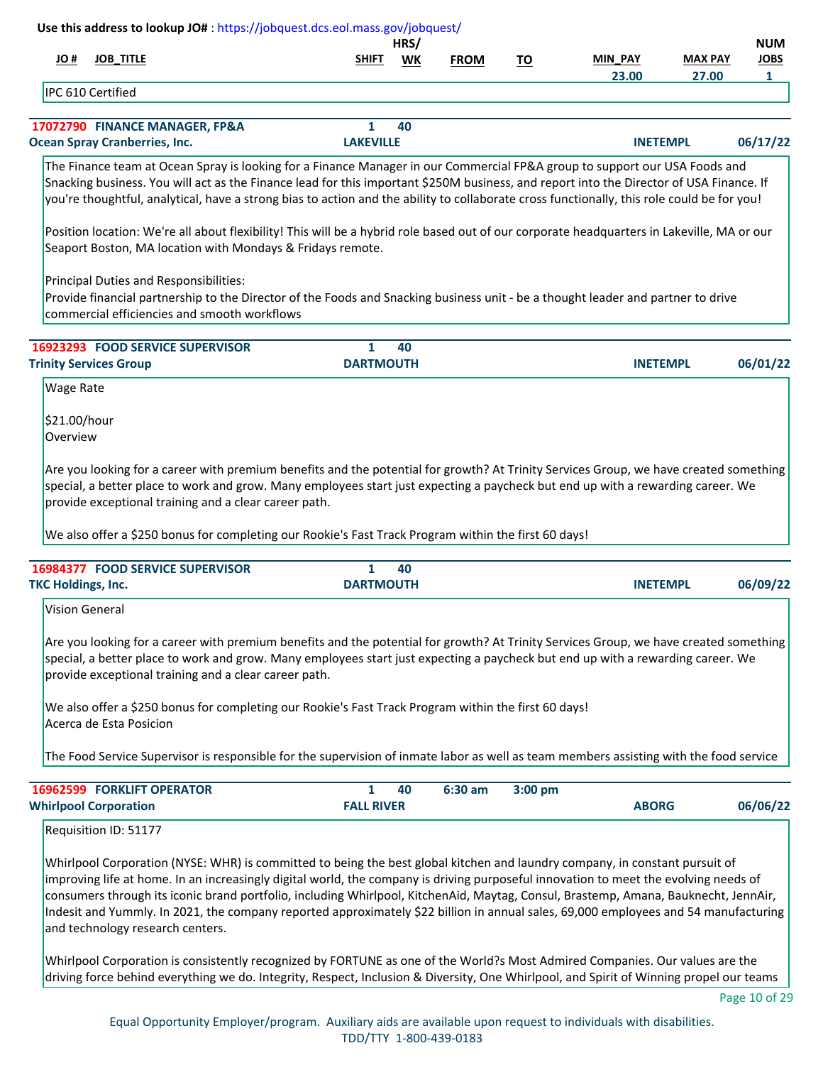Use this address to lookup JO# : https://jobquest.dcs.eol.mass.gov/jobquest/

| JO # | JOB_TITLE | SHIFT | HRS/ WK | FROM | TO | MIN_PAY | MAX PAY | NUM JOBS |
|---|---|---|---|---|---|---|---|---|
| | | | | | | 23.00 | 27.00 | 1 |

IPC 610 Certified

---

**17072790 FINANCE MANAGER, FP&A** — Shift 1 — 40 hrs/wk
**Ocean Spray Cranberries, Inc.** — LAKEVILLE — INETEMPL — 06/17/22

The Finance team at Ocean Spray is looking for a Finance Manager in our Commercial FP&A group to support our USA Foods and Snacking business. You will act as the Finance lead for this important $250M business, and report into the Director of USA Finance. If you're thoughtful, analytical, have a strong bias to action and the ability to collaborate cross functionally, this role could be for you!

Position location: We're all about flexibility! This will be a hybrid role based out of our corporate headquarters in Lakeville, MA or our Seaport Boston, MA location with Mondays & Fridays remote.

Principal Duties and Responsibilities:
Provide financial partnership to the Director of the Foods and Snacking business unit - be a thought leader and partner to drive commercial efficiencies and smooth workflows

---

**16923293 FOOD SERVICE SUPERVISOR** — Shift 1 — 40 hrs/wk
**Trinity Services Group** — DARTMOUTH — INETEMPL — 06/01/22

Wage Rate

$21.00/hour
Overview

Are you looking for a career with premium benefits and the potential for growth? At Trinity Services Group, we have created something special, a better place to work and grow. Many employees start just expecting a paycheck but end up with a rewarding career. We provide exceptional training and a clear career path.

We also offer a $250 bonus for completing our Rookie's Fast Track Program within the first 60 days!

---

**16984377 FOOD SERVICE SUPERVISOR** — Shift 1 — 40 hrs/wk
**TKC Holdings, Inc.** — DARTMOUTH — INETEMPL — 06/09/22

Vision General

Are you looking for a career with premium benefits and the potential for growth? At Trinity Services Group, we have created something special, a better place to work and grow. Many employees start just expecting a paycheck but end up with a rewarding career. We provide exceptional training and a clear career path.

We also offer a $250 bonus for completing our Rookie's Fast Track Program within the first 60 days!
Acerca de Esta Posicion

The Food Service Supervisor is responsible for the supervision of inmate labor as well as team members assisting with the food service

---

**16962599 FORKLIFT OPERATOR** — Shift 1 — 40 hrs/wk — From 6:30 am — To 3:00 pm
**Whirlpool Corporation** — FALL RIVER — ABORG — 06/06/22

Requisition ID: 51177

Whirlpool Corporation (NYSE: WHR) is committed to being the best global kitchen and laundry company, in constant pursuit of improving life at home. In an increasingly digital world, the company is driving purposeful innovation to meet the evolving needs of consumers through its iconic brand portfolio, including Whirlpool, KitchenAid, Maytag, Consul, Brastemp, Amana, Bauknecht, JennAir, Indesit and Yummly. In 2021, the company reported approximately $22 billion in annual sales, 69,000 employees and 54 manufacturing and technology research centers.

Whirlpool Corporation is consistently recognized by FORTUNE as one of the World?s Most Admired Companies. Our values are the driving force behind everything we do. Integrity, Respect, Inclusion & Diversity, One Whirlpool, and Spirit of Winning propel our teams

Equal Opportunity Employer/program. Auxiliary aids are available upon request to individuals with disabilities.
TDD/TTY 1-800-439-0183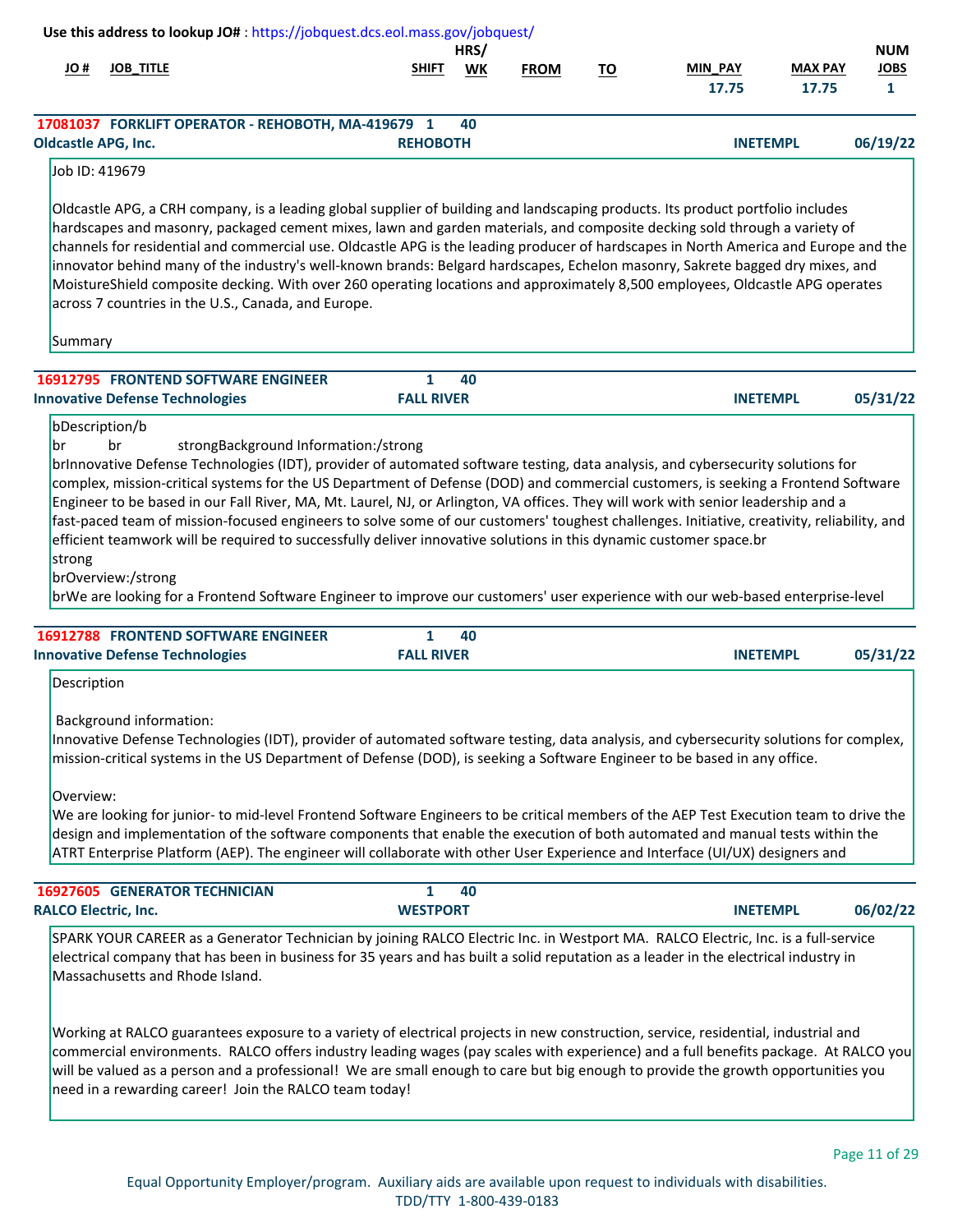**Use this address to lookup JO#** : https://jobquest.dcs.eol.mass.gov/jobquest/

| JO # | JOB_TITLE | SHIFT | HRS/WK | FROM | TO | MIN_PAY | MAX PAY | NUM JOBS |
|---|---|---|---|---|---|---|---|---|
| | | | | | | 17.75 | 17.75 | 1 |
| 17081037 | FORKLIFT OPERATOR - REHOBOTH, MA-419679 | 1 | 40 | | | | | |

**Oldcastle APG, Inc.** — REHOBOTH — INETEMPL — 06/19/22

Job ID: 419679

Oldcastle APG, a CRH company, is a leading global supplier of building and landscaping products. Its product portfolio includes hardscapes and masonry, packaged cement mixes, lawn and garden materials, and composite decking sold through a variety of channels for residential and commercial use. Oldcastle APG is the leading producer of hardscapes in North America and Europe and the innovator behind many of the industry's well-known brands: Belgard hardscapes, Echelon masonry, Sakrete bagged dry mixes, and MoistureShield composite decking. With over 260 operating locations and approximately 8,500 employees, Oldcastle APG operates across 7 countries in the U.S., Canada, and Europe.

Summary

---

**16912795 FRONTEND SOFTWARE ENGINEER** — 1 — 40

**Innovative Defense Technologies** — FALL RIVER — INETEMPL — 05/31/22

bDescription/b
br br strongBackground Information:/strong
brInnovative Defense Technologies (IDT), provider of automated software testing, data analysis, and cybersecurity solutions for complex, mission-critical systems for the US Department of Defense (DOD) and commercial customers, is seeking a Frontend Software Engineer to be based in our Fall River, MA, Mt. Laurel, NJ, or Arlington, VA offices. They will work with senior leadership and a fast-paced team of mission-focused engineers to solve some of our customers' toughest challenges. Initiative, creativity, reliability, and efficient teamwork will be required to successfully deliver innovative solutions in this dynamic customer space.br
strong
brOverview:/strong
brWe are looking for a Frontend Software Engineer to improve our customers' user experience with our web-based enterprise-level

---

**16912788 FRONTEND SOFTWARE ENGINEER** — 1 — 40

**Innovative Defense Technologies** — FALL RIVER — INETEMPL — 05/31/22

Description

Background information:
Innovative Defense Technologies (IDT), provider of automated software testing, data analysis, and cybersecurity solutions for complex, mission-critical systems in the US Department of Defense (DOD), is seeking a Software Engineer to be based in any office.

Overview:
We are looking for junior- to mid-level Frontend Software Engineers to be critical members of the AEP Test Execution team to drive the design and implementation of the software components that enable the execution of both automated and manual tests within the ATRT Enterprise Platform (AEP). The engineer will collaborate with other User Experience and Interface (UI/UX) designers and

---

**16927605 GENERATOR TECHNICIAN** — 1 — 40

**RALCO Electric, Inc.** — WESTPORT — INETEMPL — 06/02/22

SPARK YOUR CAREER as a Generator Technician by joining RALCO Electric Inc. in Westport MA. RALCO Electric, Inc. is a full-service electrical company that has been in business for 35 years and has built a solid reputation as a leader in the electrical industry in Massachusetts and Rhode Island.

Working at RALCO guarantees exposure to a variety of electrical projects in new construction, service, residential, industrial and commercial environments. RALCO offers industry leading wages (pay scales with experience) and a full benefits package. At RALCO you will be valued as a person and a professional! We are small enough to care but big enough to provide the growth opportunities you need in a rewarding career! Join the RALCO team today!

Equal Opportunity Employer/program. Auxiliary aids are available upon request to individuals with disabilities.
TDD/TTY 1-800-439-0183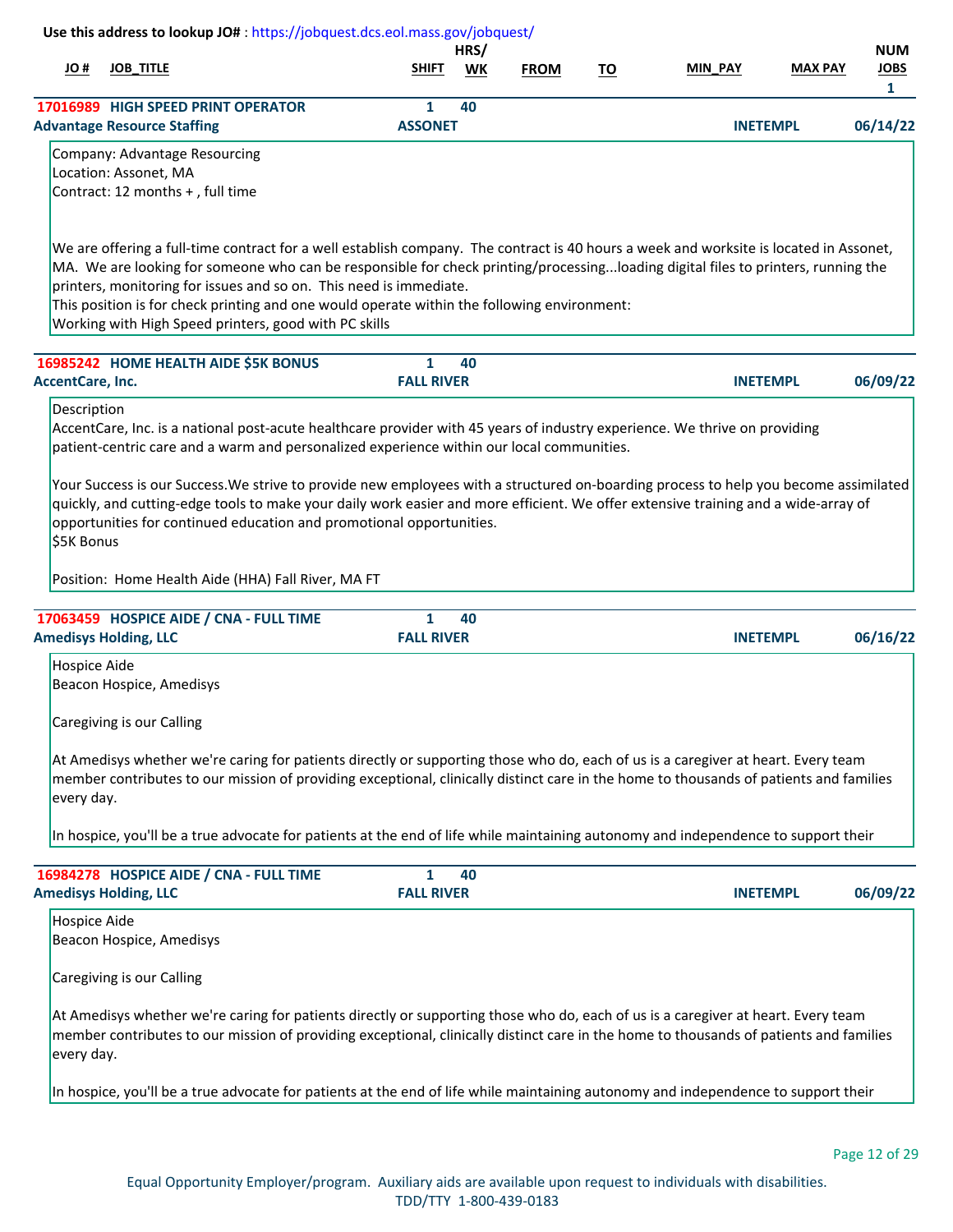Use this address to lookup JO# : https://jobquest.dcs.eol.mass.gov/jobquest/

| JO # | JOB_TITLE | SHIFT | HRS/ WK | FROM | TO | MIN_PAY | MAX PAY | NUM JOBS |
|---|---|---|---|---|---|---|---|---|
| | | | | | | | | 1 |
| 17016989 | HIGH SPEED PRINT OPERATOR | 1 | 40 | | | | | |
| | Advantage Resource Staffing | ASSONET | | | | INETEMPL | | 06/14/22 |

Company: Advantage Resourcing
Location: Assonet, MA
Contract: 12 months + , full time

We are offering a full-time contract for a well establish company. The contract is 40 hours a week and worksite is located in Assonet, MA. We are looking for someone who can be responsible for check printing/processing...loading digital files to printers, running the printers, monitoring for issues and so on. This need is immediate.
This position is for check printing and one would operate within the following environment:
Working with High Speed printers, good with PC skills

| JO # | JOB_TITLE | SHIFT | HRS/ WK | FROM | TO | MIN_PAY | MAX PAY | NUM JOBS |
|---|---|---|---|---|---|---|---|---|
| 16985242 | HOME HEALTH AIDE $5K BONUS | 1 | 40 | | | | | |
| | AccentCare, Inc. | FALL RIVER | | | | INETEMPL | | 06/09/22 |

Description
AccentCare, Inc. is a national post-acute healthcare provider with 45 years of industry experience. We thrive on providing patient-centric care and a warm and personalized experience within our local communities.

Your Success is our Success.We strive to provide new employees with a structured on-boarding process to help you become assimilated quickly, and cutting-edge tools to make your daily work easier and more efficient. We offer extensive training and a wide-array of opportunities for continued education and promotional opportunities.
$5K Bonus

Position: Home Health Aide (HHA) Fall River, MA FT

| JO # | JOB_TITLE | SHIFT | HRS/ WK | FROM | TO | MIN_PAY | MAX PAY | NUM JOBS |
|---|---|---|---|---|---|---|---|---|
| 17063459 | HOSPICE AIDE / CNA - FULL TIME | 1 | 40 | | | | | |
| | Amedisys Holding, LLC | FALL RIVER | | | | INETEMPL | | 06/16/22 |

Hospice Aide
Beacon Hospice, Amedisys

Caregiving is our Calling

At Amedisys whether we're caring for patients directly or supporting those who do, each of us is a caregiver at heart. Every team member contributes to our mission of providing exceptional, clinically distinct care in the home to thousands of patients and families every day.

In hospice, you'll be a true advocate for patients at the end of life while maintaining autonomy and independence to support their

| JO # | JOB_TITLE | SHIFT | HRS/ WK | FROM | TO | MIN_PAY | MAX PAY | NUM JOBS |
|---|---|---|---|---|---|---|---|---|
| 16984278 | HOSPICE AIDE / CNA - FULL TIME | 1 | 40 | | | | | |
| | Amedisys Holding, LLC | FALL RIVER | | | | INETEMPL | | 06/09/22 |

Hospice Aide
Beacon Hospice, Amedisys

Caregiving is our Calling

At Amedisys whether we're caring for patients directly or supporting those who do, each of us is a caregiver at heart. Every team member contributes to our mission of providing exceptional, clinically distinct care in the home to thousands of patients and families every day.

In hospice, you'll be a true advocate for patients at the end of life while maintaining autonomy and independence to support their

Equal Opportunity Employer/program. Auxiliary aids are available upon request to individuals with disabilities.
TDD/TTY 1-800-439-0183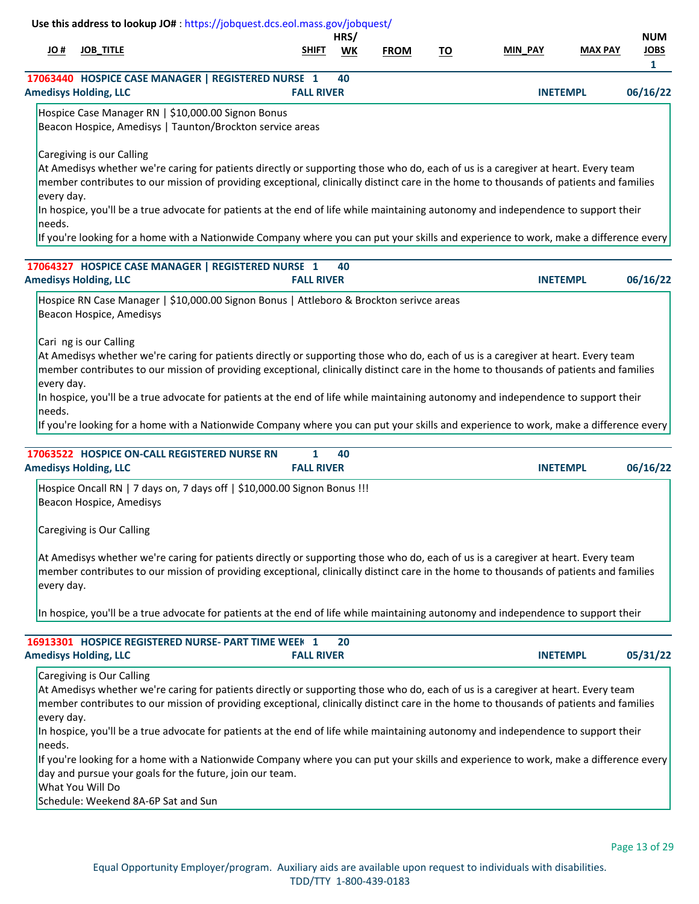Use this address to lookup JO# : https://jobquest.dcs.eol.mass.gov/jobquest/

| JO # | JOB_TITLE | SHIFT | HRS/ WK | FROM | TO | MIN_PAY | MAX PAY | NUM JOBS |
|---|---|---|---|---|---|---|---|---|
| | | | | | | | | 1 |

**17063440 HOSPICE CASE MANAGER | REGISTERED NURSE 1 40**
**Amedisys Holding, LLC FALL RIVER INETEMPL 06/16/22**

Hospice Case Manager RN | $10,000.00 Signon Bonus
Beacon Hospice, Amedisys | Taunton/Brockton service areas

Caregiving is our Calling
At Amedisys whether we're caring for patients directly or supporting those who do, each of us is a caregiver at heart. Every team member contributes to our mission of providing exceptional, clinically distinct care in the home to thousands of patients and families every day.
In hospice, you'll be a true advocate for patients at the end of life while maintaining autonomy and independence to support their needs.
If you're looking for a home with a Nationwide Company where you can put your skills and experience to work, make a difference every

**17064327 HOSPICE CASE MANAGER | REGISTERED NURSE 1 40**
**Amedisys Holding, LLC FALL RIVER INETEMPL 06/16/22**

Hospice RN Case Manager | $10,000.00 Signon Bonus | Attleboro & Brockton serivce areas
Beacon Hospice, Amedisys

Cari ng is our Calling
At Amedisys whether we're caring for patients directly or supporting those who do, each of us is a caregiver at heart. Every team member contributes to our mission of providing exceptional, clinically distinct care in the home to thousands of patients and families every day.
In hospice, you'll be a true advocate for patients at the end of life while maintaining autonomy and independence to support their needs.
If you're looking for a home with a Nationwide Company where you can put your skills and experience to work, make a difference every

**17063522 HOSPICE ON-CALL REGISTERED NURSE RN 1 40**
**Amedisys Holding, LLC FALL RIVER INETEMPL 06/16/22**

Hospice Oncall RN | 7 days on, 7 days off | $10,000.00 Signon Bonus !!!
Beacon Hospice, Amedisys

Caregiving is Our Calling

At Amedisys whether we're caring for patients directly or supporting those who do, each of us is a caregiver at heart. Every team member contributes to our mission of providing exceptional, clinically distinct care in the home to thousands of patients and families every day.

In hospice, you'll be a true advocate for patients at the end of life while maintaining autonomy and independence to support their

**16913301 HOSPICE REGISTERED NURSE- PART TIME WEEK 1 20**
**Amedisys Holding, LLC FALL RIVER INETEMPL 05/31/22**

Caregiving is Our Calling
At Amedisys whether we're caring for patients directly or supporting those who do, each of us is a caregiver at heart. Every team member contributes to our mission of providing exceptional, clinically distinct care in the home to thousands of patients and families every day.
In hospice, you'll be a true advocate for patients at the end of life while maintaining autonomy and independence to support their needs.
If you're looking for a home with a Nationwide Company where you can put your skills and experience to work, make a difference every day and pursue your goals for the future, join our team.
What You Will Do
Schedule: Weekend 8A-6P Sat and Sun

Equal Opportunity Employer/program. Auxiliary aids are available upon request to individuals with disabilities.
TDD/TTY 1-800-439-0183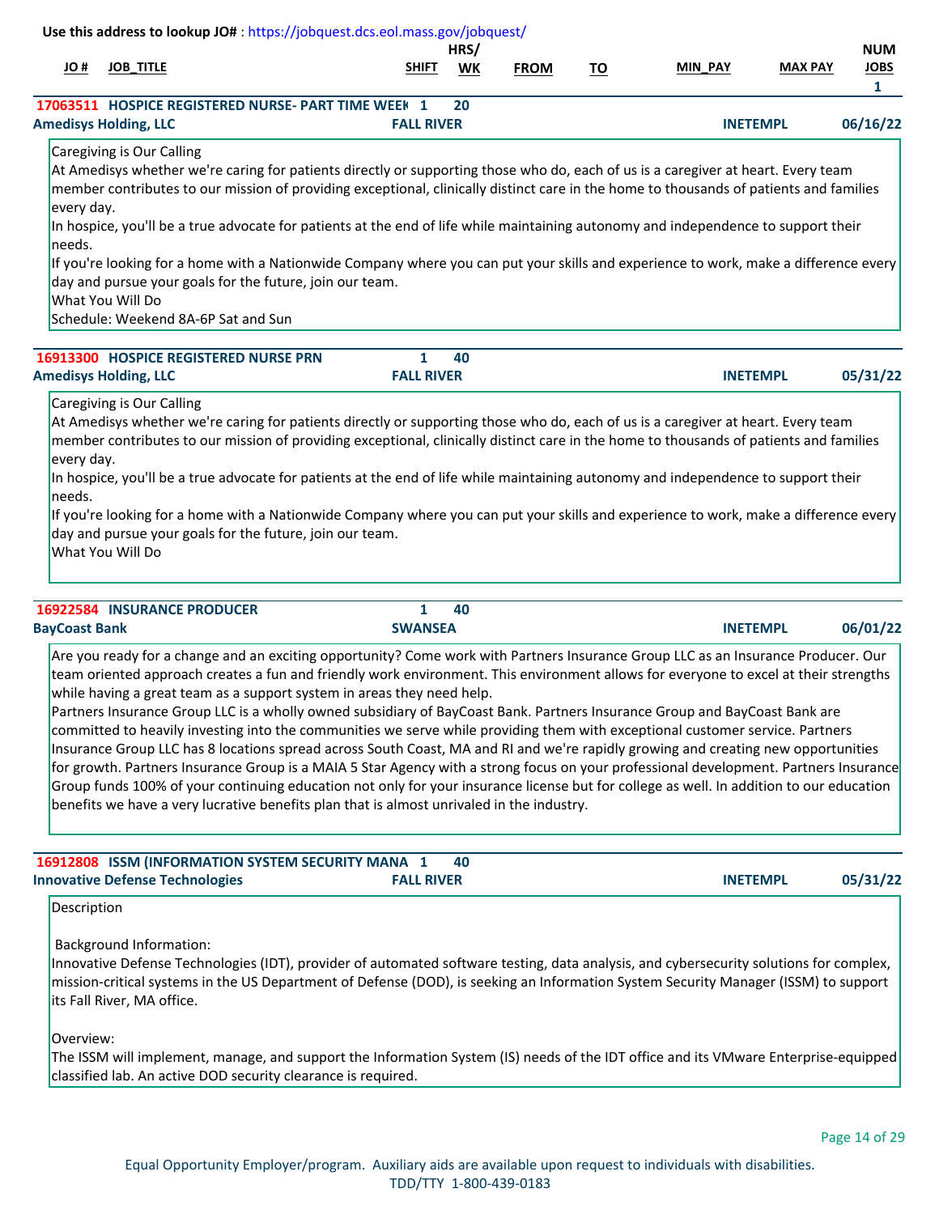Use this address to lookup JO# : https://jobquest.dcs.eol.mass.gov/jobquest/

| JO # | JOB_TITLE | SHIFT | HRS/ WK | FROM | TO | MIN_PAY | MAX PAY | NUM JOBS |
|---|---|---|---|---|---|---|---|---|
| 17063511 | HOSPICE REGISTERED NURSE- PART TIME WEEK | 1 | 20 | | | | | 1 |

**Amedisys Holding, LLC** — FALL RIVER — INETEMPL — 06/16/22

Caregiving is Our Calling
At Amedisys whether we're caring for patients directly or supporting those who do, each of us is a caregiver at heart. Every team member contributes to our mission of providing exceptional, clinically distinct care in the home to thousands of patients and families every day.
In hospice, you'll be a true advocate for patients at the end of life while maintaining autonomy and independence to support their needs.
If you're looking for a home with a Nationwide Company where you can put your skills and experience to work, make a difference every day and pursue your goals for the future, join our team.
What You Will Do
Schedule: Weekend 8A-6P Sat and Sun

| JO # | JOB_TITLE | SHIFT | HRS/ WK |
|---|---|---|---|
| 16913300 | HOSPICE REGISTERED NURSE PRN | 1 | 40 |

**Amedisys Holding, LLC** — FALL RIVER — INETEMPL — 05/31/22

Caregiving is Our Calling
At Amedisys whether we're caring for patients directly or supporting those who do, each of us is a caregiver at heart. Every team member contributes to our mission of providing exceptional, clinically distinct care in the home to thousands of patients and families every day.
In hospice, you'll be a true advocate for patients at the end of life while maintaining autonomy and independence to support their needs.
If you're looking for a home with a Nationwide Company where you can put your skills and experience to work, make a difference every day and pursue your goals for the future, join our team.
What You Will Do

| JO # | JOB_TITLE | SHIFT | HRS/ WK |
|---|---|---|---|
| 16922584 | INSURANCE PRODUCER | 1 | 40 |

**BayCoast Bank** — SWANSEA — INETEMPL — 06/01/22

Are you ready for a change and an exciting opportunity? Come work with Partners Insurance Group LLC as an Insurance Producer. Our team oriented approach creates a fun and friendly work environment. This environment allows for everyone to excel at their strengths while having a great team as a support system in areas they need help.
Partners Insurance Group LLC is a wholly owned subsidiary of BayCoast Bank. Partners Insurance Group and BayCoast Bank are committed to heavily investing into the communities we serve while providing them with exceptional customer service. Partners Insurance Group LLC has 8 locations spread across South Coast, MA and RI and we're rapidly growing and creating new opportunities for growth. Partners Insurance Group is a MAIA 5 Star Agency with a strong focus on your professional development. Partners Insurance Group funds 100% of your continuing education not only for your insurance license but for college as well. In addition to our education benefits we have a very lucrative benefits plan that is almost unrivaled in the industry.

| JO # | JOB_TITLE | SHIFT | HRS/ WK |
|---|---|---|---|
| 16912808 | ISSM (INFORMATION SYSTEM SECURITY MANA | 1 | 40 |

**Innovative Defense Technologies** — FALL RIVER — INETEMPL — 05/31/22

Description

Background Information:
Innovative Defense Technologies (IDT), provider of automated software testing, data analysis, and cybersecurity solutions for complex, mission-critical systems in the US Department of Defense (DOD), is seeking an Information System Security Manager (ISSM) to support its Fall River, MA office.

Overview:
The ISSM will implement, manage, and support the Information System (IS) needs of the IDT office and its VMware Enterprise-equipped classified lab. An active DOD security clearance is required.

Equal Opportunity Employer/program. Auxiliary aids are available upon request to individuals with disabilities.
TDD/TTY 1-800-439-0183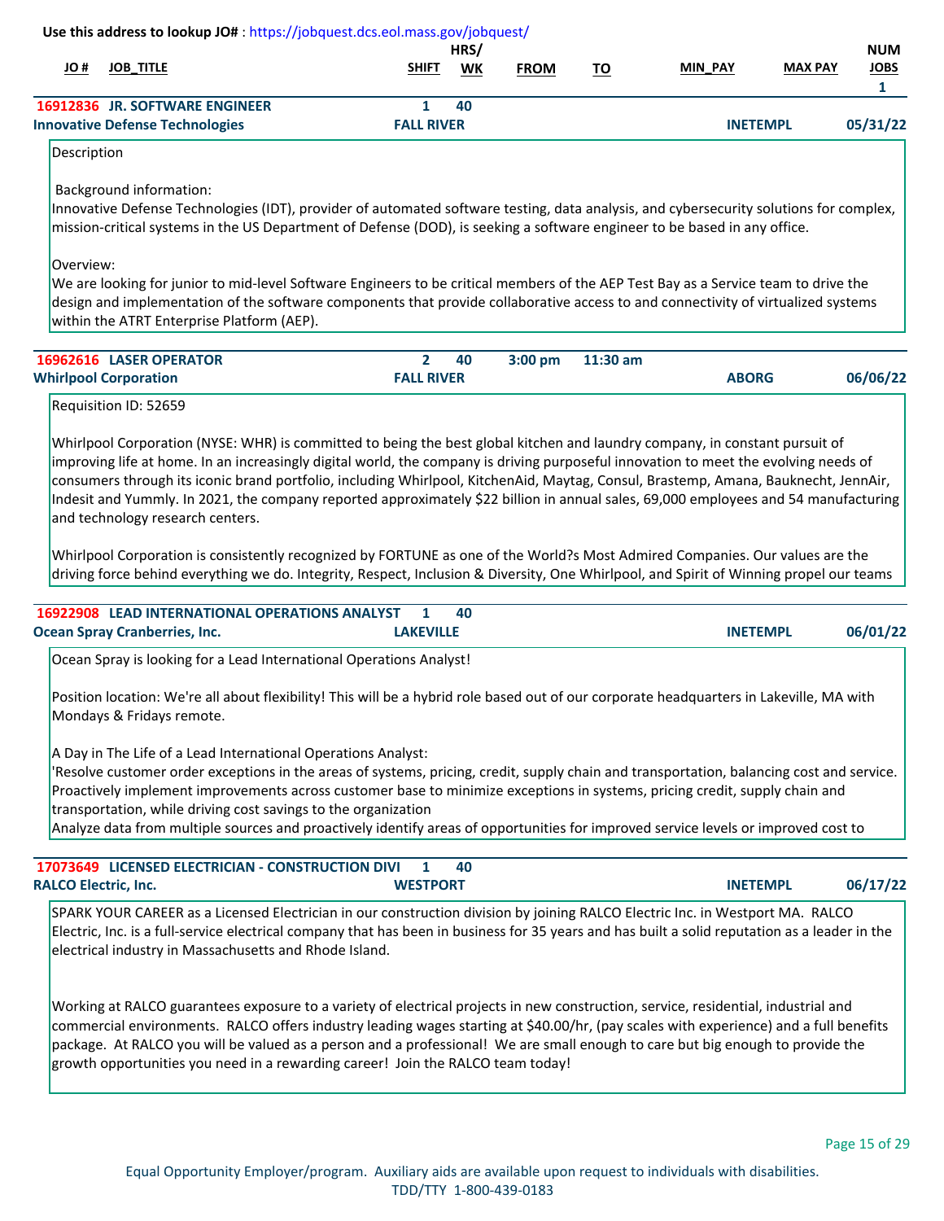**Use this address to lookup JO#** : https://jobquest.dcs.eol.mass.gov/jobquest/

| JO # | JOB_TITLE | SHIFT | HRS/ WK | FROM | TO | MIN_PAY | MAX PAY | NUM JOBS |
|---|---|---|---|---|---|---|---|---|
| | | | | | | | | 1 |

**16912836 JR. SOFTWARE ENGINEER** 1 40
**Innovative Defense Technologies** **FALL RIVER** **INETEMPL** **05/31/22**

Description

Background information:
Innovative Defense Technologies (IDT), provider of automated software testing, data analysis, and cybersecurity solutions for complex, mission-critical systems in the US Department of Defense (DOD), is seeking a software engineer to be based in any office.

Overview:
We are looking for junior to mid-level Software Engineers to be critical members of the AEP Test Bay as a Service team to drive the design and implementation of the software components that provide collaborative access to and connectivity of virtualized systems within the ATRT Enterprise Platform (AEP).

**16962616 LASER OPERATOR** 2 40 3:00 pm 11:30 am
**Whirlpool Corporation** **FALL RIVER** **ABORG** **06/06/22**

Requisition ID: 52659

Whirlpool Corporation (NYSE: WHR) is committed to being the best global kitchen and laundry company, in constant pursuit of improving life at home. In an increasingly digital world, the company is driving purposeful innovation to meet the evolving needs of consumers through its iconic brand portfolio, including Whirlpool, KitchenAid, Maytag, Consul, Brastemp, Amana, Bauknecht, JennAir, Indesit and Yummly. In 2021, the company reported approximately $22 billion in annual sales, 69,000 employees and 54 manufacturing and technology research centers.

Whirlpool Corporation is consistently recognized by FORTUNE as one of the World?s Most Admired Companies. Our values are the driving force behind everything we do. Integrity, Respect, Inclusion & Diversity, One Whirlpool, and Spirit of Winning propel our teams

**16922908 LEAD INTERNATIONAL OPERATIONS ANALYST** 1 40
**Ocean Spray Cranberries, Inc.** **LAKEVILLE** **INETEMPL** **06/01/22**

Ocean Spray is looking for a Lead International Operations Analyst!

Position location: We're all about flexibility! This will be a hybrid role based out of our corporate headquarters in Lakeville, MA with Mondays & Fridays remote.

A Day in The Life of a Lead International Operations Analyst:
'Resolve customer order exceptions in the areas of systems, pricing, credit, supply chain and transportation, balancing cost and service.
Proactively implement improvements across customer base to minimize exceptions in systems, pricing credit, supply chain and transportation, while driving cost savings to the organization
Analyze data from multiple sources and proactively identify areas of opportunities for improved service levels or improved cost to

**17073649 LICENSED ELECTRICIAN - CONSTRUCTION DIVI** 1 40
**RALCO Electric, Inc.** **WESTPORT** **INETEMPL** **06/17/22**

SPARK YOUR CAREER as a Licensed Electrician in our construction division by joining RALCO Electric Inc. in Westport MA. RALCO Electric, Inc. is a full-service electrical company that has been in business for 35 years and has built a solid reputation as a leader in the electrical industry in Massachusetts and Rhode Island.

Working at RALCO guarantees exposure to a variety of electrical projects in new construction, service, residential, industrial and commercial environments. RALCO offers industry leading wages starting at $40.00/hr, (pay scales with experience) and a full benefits package. At RALCO you will be valued as a person and a professional! We are small enough to care but big enough to provide the growth opportunities you need in a rewarding career! Join the RALCO team today!

Equal Opportunity Employer/program. Auxiliary aids are available upon request to individuals with disabilities.
TDD/TTY 1-800-439-0183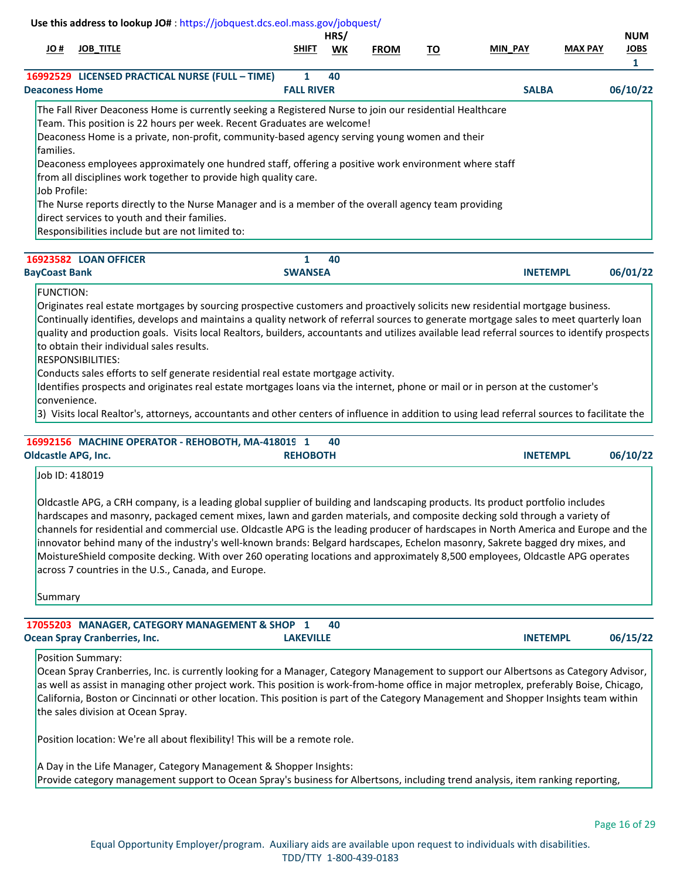Use this address to lookup JO# : https://jobquest.dcs.eol.mass.gov/jobquest/

| JO # | JOB_TITLE | SHIFT | HRS/ WK | FROM | TO | MIN_PAY | MAX PAY | NUM JOBS |
|---|---|---|---|---|---|---|---|---|
| | | | | | | | | 1 |
| 16992529 | LICENSED PRACTICAL NURSE (FULL – TIME) | 1 | 40 | | | | | |
| Deaconess Home | | FALL RIVER | | | | SALBA | | 06/10/22 |

The Fall River Deaconess Home is currently seeking a Registered Nurse to join our residential Healthcare Team. This position is 22 hours per week. Recent Graduates are welcome!
Deaconess Home is a private, non-profit, community-based agency serving young women and their families.
Deaconess employees approximately one hundred staff, offering a positive work environment where staff from all disciplines work together to provide high quality care.
Job Profile:
The Nurse reports directly to the Nurse Manager and is a member of the overall agency team providing direct services to youth and their families.
Responsibilities include but are not limited to:

| JO # | JOB_TITLE | SHIFT | HRS/ WK | FROM | TO | MIN_PAY | MAX PAY | NUM JOBS |
|---|---|---|---|---|---|---|---|---|
| 16923582 | LOAN OFFICER | 1 | 40 | | | | | |
| BayCoast Bank | | SWANSEA | | | | INETEMPL | | 06/01/22 |

FUNCTION:
Originates real estate mortgages by sourcing prospective customers and proactively solicits new residential mortgage business. Continually identifies, develops and maintains a quality network of referral sources to generate mortgage sales to meet quarterly loan quality and production goals. Visits local Realtors, builders, accountants and utilizes available lead referral sources to identify prospects to obtain their individual sales results.
RESPONSIBILITIES:
Conducts sales efforts to self generate residential real estate mortgage activity.
Identifies prospects and originates real estate mortgages loans via the internet, phone or mail or in person at the customer's convenience.
3) Visits local Realtor's, attorneys, accountants and other centers of influence in addition to using lead referral sources to facilitate the

| JO # | JOB_TITLE | SHIFT | HRS/ WK | FROM | TO | MIN_PAY | MAX PAY | NUM JOBS |
|---|---|---|---|---|---|---|---|---|
| 16992156 | MACHINE OPERATOR - REHOBOTH, MA-418019 | 1 | 40 | | | | | |
| Oldcastle APG, Inc. | | REHOBOTH | | | | INETEMPL | | 06/10/22 |

Job ID: 418019

Oldcastle APG, a CRH company, is a leading global supplier of building and landscaping products. Its product portfolio includes hardscapes and masonry, packaged cement mixes, lawn and garden materials, and composite decking sold through a variety of channels for residential and commercial use. Oldcastle APG is the leading producer of hardscapes in North America and Europe and the innovator behind many of the industry's well-known brands: Belgard hardscapes, Echelon masonry, Sakrete bagged dry mixes, and MoistureShield composite decking. With over 260 operating locations and approximately 8,500 employees, Oldcastle APG operates across 7 countries in the U.S., Canada, and Europe.

Summary

| JO # | JOB_TITLE | SHIFT | HRS/ WK | FROM | TO | MIN_PAY | MAX PAY | NUM JOBS |
|---|---|---|---|---|---|---|---|---|
| 17055203 | MANAGER, CATEGORY MANAGEMENT & SHOP | 1 | 40 | | | | | |
| Ocean Spray Cranberries, Inc. | | LAKEVILLE | | | | INETEMPL | | 06/15/22 |

Position Summary:
Ocean Spray Cranberries, Inc. is currently looking for a Manager, Category Management to support our Albertsons as Category Advisor, as well as assist in managing other project work. This position is work-from-home office in major metroplex, preferably Boise, Chicago, California, Boston or Cincinnati or other location. This position is part of the Category Management and Shopper Insights team within the sales division at Ocean Spray.

Position location: We're all about flexibility! This will be a remote role.

A Day in the Life Manager, Category Management & Shopper Insights:
Provide category management support to Ocean Spray's business for Albertsons, including trend analysis, item ranking reporting,

Equal Opportunity Employer/program. Auxiliary aids are available upon request to individuals with disabilities.
TDD/TTY 1-800-439-0183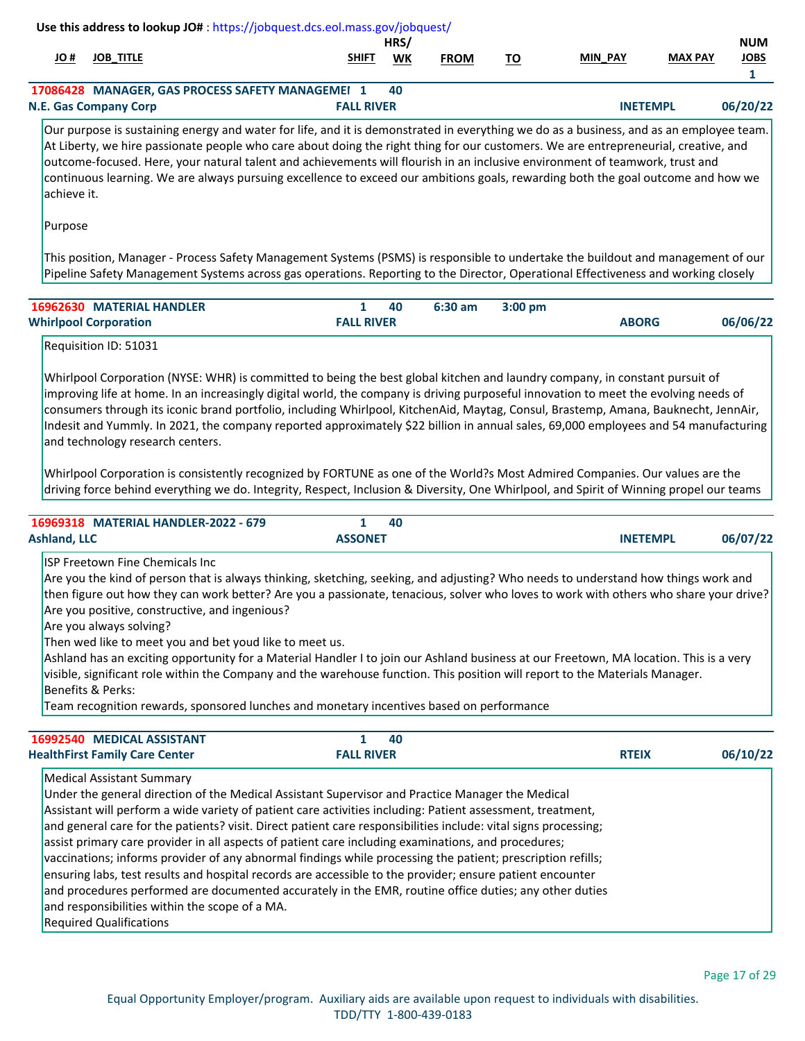Use this address to lookup JO# : https://jobquest.dcs.eol.mass.gov/jobquest/

| JO # | JOB_TITLE | SHIFT | HRS/ WK | FROM | TO | MIN_PAY | MAX PAY | NUM JOBS |
|---|---|---|---|---|---|---|---|---|
| | | | | | | | | 1 |

**17086428 MANAGER, GAS PROCESS SAFETY MANAGEMEI** 1 40

**N.E. Gas Company Corp** — **FALL RIVER** — **INETEMPL** — **06/20/22**

Our purpose is sustaining energy and water for life, and it is demonstrated in everything we do as a business, and as an employee team. At Liberty, we hire passionate people who care about doing the right thing for our customers. We are entrepreneurial, creative, and outcome-focused. Here, your natural talent and achievements will flourish in an inclusive environment of teamwork, trust and continuous learning. We are always pursuing excellence to exceed our ambitions goals, rewarding both the goal outcome and how we achieve it.

Purpose

This position, Manager - Process Safety Management Systems (PSMS) is responsible to undertake the buildout and management of our Pipeline Safety Management Systems across gas operations. Reporting to the Director, Operational Effectiveness and working closely

---

**16962630 MATERIAL HANDLER** 1 40 6:30 am 3:00 pm

**Whirlpool Corporation** — **FALL RIVER** — **ABORG** — **06/06/22**

Requisition ID: 51031

Whirlpool Corporation (NYSE: WHR) is committed to being the best global kitchen and laundry company, in constant pursuit of improving life at home. In an increasingly digital world, the company is driving purposeful innovation to meet the evolving needs of consumers through its iconic brand portfolio, including Whirlpool, KitchenAid, Maytag, Consul, Brastemp, Amana, Bauknecht, JennAir, Indesit and Yummly. In 2021, the company reported approximately $22 billion in annual sales, 69,000 employees and 54 manufacturing and technology research centers.

Whirlpool Corporation is consistently recognized by FORTUNE as one of the World?s Most Admired Companies. Our values are the driving force behind everything we do. Integrity, Respect, Inclusion & Diversity, One Whirlpool, and Spirit of Winning propel our teams

---

**16969318 MATERIAL HANDLER-2022 - 679** 1 40

**Ashland, LLC** — **ASSONET** — **INETEMPL** — **06/07/22**

ISP Freetown Fine Chemicals Inc
Are you the kind of person that is always thinking, sketching, seeking, and adjusting? Who needs to understand how things work and then figure out how they can work better? Are you a passionate, tenacious, solver who loves to work with others who share your drive?
Are you positive, constructive, and ingenious?
Are you always solving?
Then wed like to meet you and bet youd like to meet us.
Ashland has an exciting opportunity for a Material Handler I to join our Ashland business at our Freetown, MA location. This is a very visible, significant role within the Company and the warehouse function. This position will report to the Materials Manager.
Benefits & Perks:
Team recognition rewards, sponsored lunches and monetary incentives based on performance

---

**16992540 MEDICAL ASSISTANT** 1 40

**HealthFirst Family Care Center** — **FALL RIVER** — **RTEIX** — **06/10/22**

Medical Assistant Summary
Under the general direction of the Medical Assistant Supervisor and Practice Manager the Medical Assistant will perform a wide variety of patient care activities including: Patient assessment, treatment, and general care for the patients? visit. Direct patient care responsibilities include: vital signs processing; assist primary care provider in all aspects of patient care including examinations, and procedures; vaccinations; informs provider of any abnormal findings while processing the patient; prescription refills; ensuring labs, test results and hospital records are accessible to the provider; ensure patient encounter and procedures performed are documented accurately in the EMR, routine office duties; any other duties and responsibilities within the scope of a MA.
Required Qualifications

Equal Opportunity Employer/program. Auxiliary aids are available upon request to individuals with disabilities.
TDD/TTY 1-800-439-0183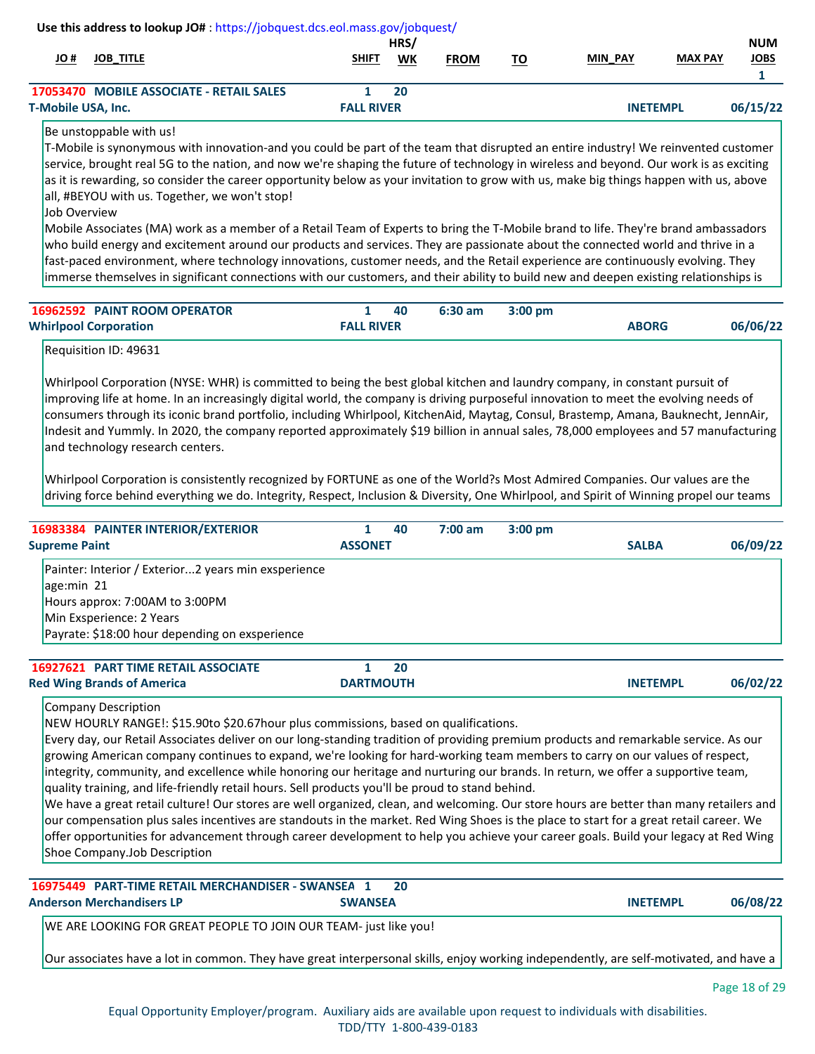**Use this address to lookup JO#** : https://jobquest.dcs.eol.mass.gov/jobquest/

| JO # | JOB_TITLE | SHIFT | HRS/ WK | FROM | TO | MIN_PAY | MAX PAY | NUM JOBS |
|---|---|---|---|---|---|---|---|---|
| | | | | | | | | 1 |

**17053470 MOBILE ASSOCIATE - RETAIL SALES** 1 20
**T-Mobile USA, Inc.** **FALL RIVER** **INETEMPL** **06/15/22**

Be unstoppable with us!
T-Mobile is synonymous with innovation-and you could be part of the team that disrupted an entire industry! We reinvented customer service, brought real 5G to the nation, and now we're shaping the future of technology in wireless and beyond. Our work is as exciting as it is rewarding, so consider the career opportunity below as your invitation to grow with us, make big things happen with us, above all, #BEYOU with us. Together, we won't stop!
Job Overview
Mobile Associates (MA) work as a member of a Retail Team of Experts to bring the T-Mobile brand to life. They're brand ambassadors who build energy and excitement around our products and services. They are passionate about the connected world and thrive in a fast-paced environment, where technology innovations, customer needs, and the Retail experience are continuously evolving. They immerse themselves in significant connections with our customers, and their ability to build new and deepen existing relationships is

**16962592 PAINT ROOM OPERATOR** 1 40 6:30 am 3:00 pm
**Whirlpool Corporation** **FALL RIVER** **ABORG** **06/06/22**

Requisition ID: 49631

Whirlpool Corporation (NYSE: WHR) is committed to being the best global kitchen and laundry company, in constant pursuit of improving life at home. In an increasingly digital world, the company is driving purposeful innovation to meet the evolving needs of consumers through its iconic brand portfolio, including Whirlpool, KitchenAid, Maytag, Consul, Brastemp, Amana, Bauknecht, JennAir, Indesit and Yummly. In 2020, the company reported approximately $19 billion in annual sales, 78,000 employees and 57 manufacturing and technology research centers.

Whirlpool Corporation is consistently recognized by FORTUNE as one of the World?s Most Admired Companies. Our values are the driving force behind everything we do. Integrity, Respect, Inclusion & Diversity, One Whirlpool, and Spirit of Winning propel our teams

**16983384 PAINTER INTERIOR/EXTERIOR** 1 40 7:00 am 3:00 pm
**Supreme Paint** **ASSONET** **SALBA** **06/09/22**

Painter: Interior / Exterior...2 years min exsperience
age:min 21
Hours approx: 7:00AM to 3:00PM
Min Exsperience: 2 Years
Payrate: $18:00 hour depending on exsperience

**16927621 PART TIME RETAIL ASSOCIATE** 1 20
**Red Wing Brands of America** **DARTMOUTH** **INETEMPL** **06/02/22**

Company Description
NEW HOURLY RANGE!: $15.90to $20.67hour plus commissions, based on qualifications.
Every day, our Retail Associates deliver on our long-standing tradition of providing premium products and remarkable service. As our growing American company continues to expand, we're looking for hard-working team members to carry on our values of respect, integrity, community, and excellence while honoring our heritage and nurturing our brands. In return, we offer a supportive team, quality training, and life-friendly retail hours. Sell products you'll be proud to stand behind.
We have a great retail culture! Our stores are well organized, clean, and welcoming. Our store hours are better than many retailers and our compensation plus sales incentives are standouts in the market. Red Wing Shoes is the place to start for a great retail career. We offer opportunities for advancement through career development to help you achieve your career goals. Build your legacy at Red Wing Shoe Company.Job Description

**16975449 PART-TIME RETAIL MERCHANDISER - SWANSEA** 1 20
**Anderson Merchandisers LP** **SWANSEA** **INETEMPL** **06/08/22**

WE ARE LOOKING FOR GREAT PEOPLE TO JOIN OUR TEAM- just like you!

Our associates have a lot in common. They have great interpersonal skills, enjoy working independently, are self-motivated, and have a

Equal Opportunity Employer/program. Auxiliary aids are available upon request to individuals with disabilities.
TDD/TTY 1-800-439-0183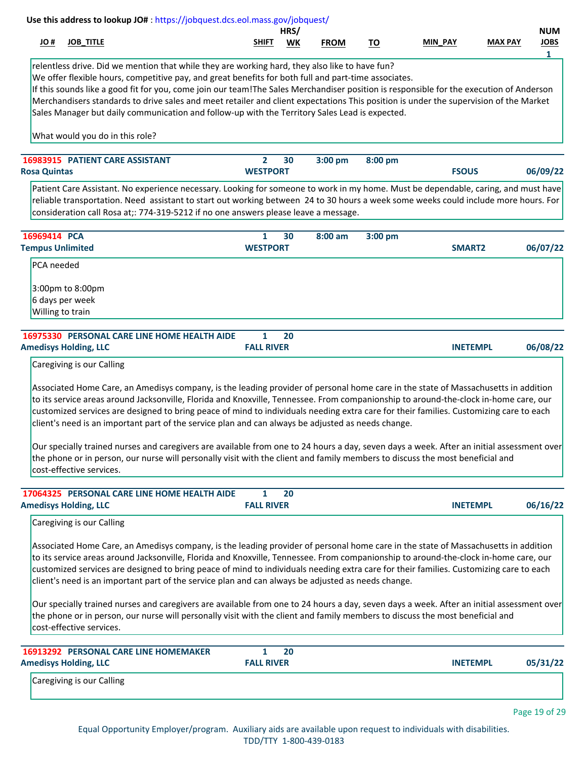Use this address to lookup JO# : https://jobquest.dcs.eol.mass.gov/jobquest/

| JO # | JOB_TITLE | SHIFT | HRS/WK | FROM | TO | MIN_PAY | MAX PAY | NUM JOBS |
|---|---|---|---|---|---|---|---|---|
| | | | | | | | | 1 |

relentless drive. Did we mention that while they are working hard, they also like to have fun?
We offer flexible hours, competitive pay, and great benefits for both full and part-time associates.
If this sounds like a good fit for you, come join our team!The Sales Merchandiser position is responsible for the execution of Anderson Merchandisers standards to drive sales and meet retailer and client expectations This position is under the supervision of the Market Sales Manager but daily communication and follow-up with the Territory Sales Lead is expected.

What would you do in this role?

---

**16983915 PATIENT CARE ASSISTANT** | 2 | 30 | 3:00 pm | 8:00 pm
**Rosa Quintas** | **WESTPORT** | **FSOUS** | **06/09/22**

Patient Care Assistant. No experience necessary. Looking for someone to work in my home. Must be dependable, caring, and must have reliable transportation. Need assistant to start out working between 24 to 30 hours a week some weeks could include more hours. For consideration call Rosa at;: 774-319-5212 if no one answers please leave a message.

---

**16969414 PCA** | 1 | 30 | 8:00 am | 3:00 pm
**Tempus Unlimited** | **WESTPORT** | **SMART2** | **06/07/22**

PCA needed

3:00pm to 8:00pm
6 days per week
Willing to train

---

**16975330 PERSONAL CARE LINE HOME HEALTH AIDE** | 1 | 20
**Amedisys Holding, LLC** | **FALL RIVER** | **INETEMPL** | **06/08/22**

Caregiving is our Calling

Associated Home Care, an Amedisys company, is the leading provider of personal home care in the state of Massachusetts in addition to its service areas around Jacksonville, Florida and Knoxville, Tennessee. From companionship to around-the-clock in-home care, our customized services are designed to bring peace of mind to individuals needing extra care for their families. Customizing care to each client's need is an important part of the service plan and can always be adjusted as needs change.

Our specially trained nurses and caregivers are available from one to 24 hours a day, seven days a week. After an initial assessment over the phone or in person, our nurse will personally visit with the client and family members to discuss the most beneficial and cost-effective services.

---

**17064325 PERSONAL CARE LINE HOME HEALTH AIDE** | 1 | 20
**Amedisys Holding, LLC** | **FALL RIVER** | **INETEMPL** | **06/16/22**

Caregiving is our Calling

Associated Home Care, an Amedisys company, is the leading provider of personal home care in the state of Massachusetts in addition to its service areas around Jacksonville, Florida and Knoxville, Tennessee. From companionship to around-the-clock in-home care, our customized services are designed to bring peace of mind to individuals needing extra care for their families. Customizing care to each client's need is an important part of the service plan and can always be adjusted as needs change.

Our specially trained nurses and caregivers are available from one to 24 hours a day, seven days a week. After an initial assessment over the phone or in person, our nurse will personally visit with the client and family members to discuss the most beneficial and cost-effective services.

---

**16913292 PERSONAL CARE LINE HOMEMAKER** | 1 | 20
**Amedisys Holding, LLC** | **FALL RIVER** | **INETEMPL** | **05/31/22**

Caregiving is our Calling

Equal Opportunity Employer/program. Auxiliary aids are available upon request to individuals with disabilities.
TDD/TTY 1-800-439-0183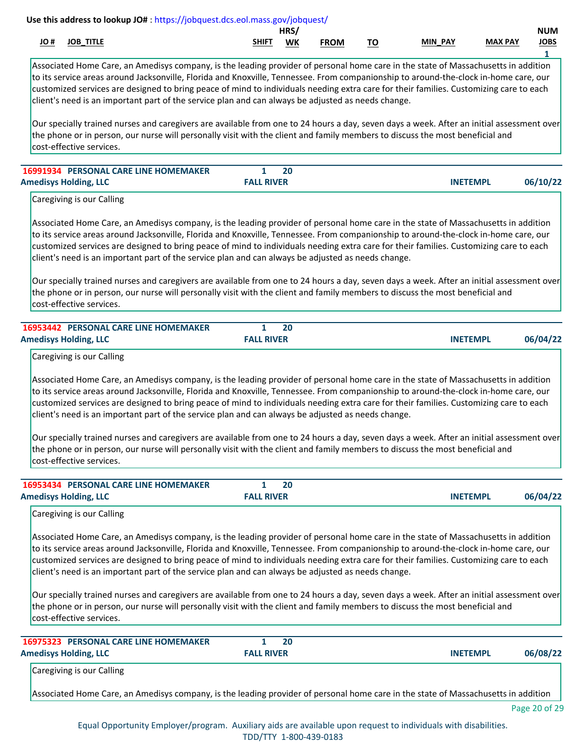Use this address to lookup JO# : https://jobquest.dcs.eol.mass.gov/jobquest/

| JO # | JOB_TITLE | SHIFT | HRS/ WK | FROM | TO | MIN_PAY | MAX PAY | NUM JOBS |
|---|---|---|---|---|---|---|---|---|
| | | | | | | | | 1 |

Associated Home Care, an Amedisys company, is the leading provider of personal home care in the state of Massachusetts in addition to its service areas around Jacksonville, Florida and Knoxville, Tennessee. From companionship to around-the-clock in-home care, our customized services are designed to bring peace of mind to individuals needing extra care for their families. Customizing care to each client's need is an important part of the service plan and can always be adjusted as needs change.

Our specially trained nurses and caregivers are available from one to 24 hours a day, seven days a week. After an initial assessment over the phone or in person, our nurse will personally visit with the client and family members to discuss the most beneficial and cost-effective services.

---

**16991934 PERSONAL CARE LINE HOMEMAKER** 1 20
**Amedisys Holding, LLC** FALL RIVER INETEMPL 06/10/22

Caregiving is our Calling

Associated Home Care, an Amedisys company, is the leading provider of personal home care in the state of Massachusetts in addition to its service areas around Jacksonville, Florida and Knoxville, Tennessee. From companionship to around-the-clock in-home care, our customized services are designed to bring peace of mind to individuals needing extra care for their families. Customizing care to each client's need is an important part of the service plan and can always be adjusted as needs change.

Our specially trained nurses and caregivers are available from one to 24 hours a day, seven days a week. After an initial assessment over the phone or in person, our nurse will personally visit with the client and family members to discuss the most beneficial and cost-effective services.

---

**16953442 PERSONAL CARE LINE HOMEMAKER** 1 20
**Amedisys Holding, LLC** FALL RIVER INETEMPL 06/04/22

Caregiving is our Calling

Associated Home Care, an Amedisys company, is the leading provider of personal home care in the state of Massachusetts in addition to its service areas around Jacksonville, Florida and Knoxville, Tennessee. From companionship to around-the-clock in-home care, our customized services are designed to bring peace of mind to individuals needing extra care for their families. Customizing care to each client's need is an important part of the service plan and can always be adjusted as needs change.

Our specially trained nurses and caregivers are available from one to 24 hours a day, seven days a week. After an initial assessment over the phone or in person, our nurse will personally visit with the client and family members to discuss the most beneficial and cost-effective services.

---

**16953434 PERSONAL CARE LINE HOMEMAKER** 1 20
**Amedisys Holding, LLC** FALL RIVER INETEMPL 06/04/22

Caregiving is our Calling

Associated Home Care, an Amedisys company, is the leading provider of personal home care in the state of Massachusetts in addition to its service areas around Jacksonville, Florida and Knoxville, Tennessee. From companionship to around-the-clock in-home care, our customized services are designed to bring peace of mind to individuals needing extra care for their families. Customizing care to each client's need is an important part of the service plan and can always be adjusted as needs change.

Our specially trained nurses and caregivers are available from one to 24 hours a day, seven days a week. After an initial assessment over the phone or in person, our nurse will personally visit with the client and family members to discuss the most beneficial and cost-effective services.

---

**16975323 PERSONAL CARE LINE HOMEMAKER** 1 20
**Amedisys Holding, LLC** FALL RIVER INETEMPL 06/08/22

Caregiving is our Calling

Associated Home Care, an Amedisys company, is the leading provider of personal home care in the state of Massachusetts in addition

Equal Opportunity Employer/program. Auxiliary aids are available upon request to individuals with disabilities.
TDD/TTY 1-800-439-0183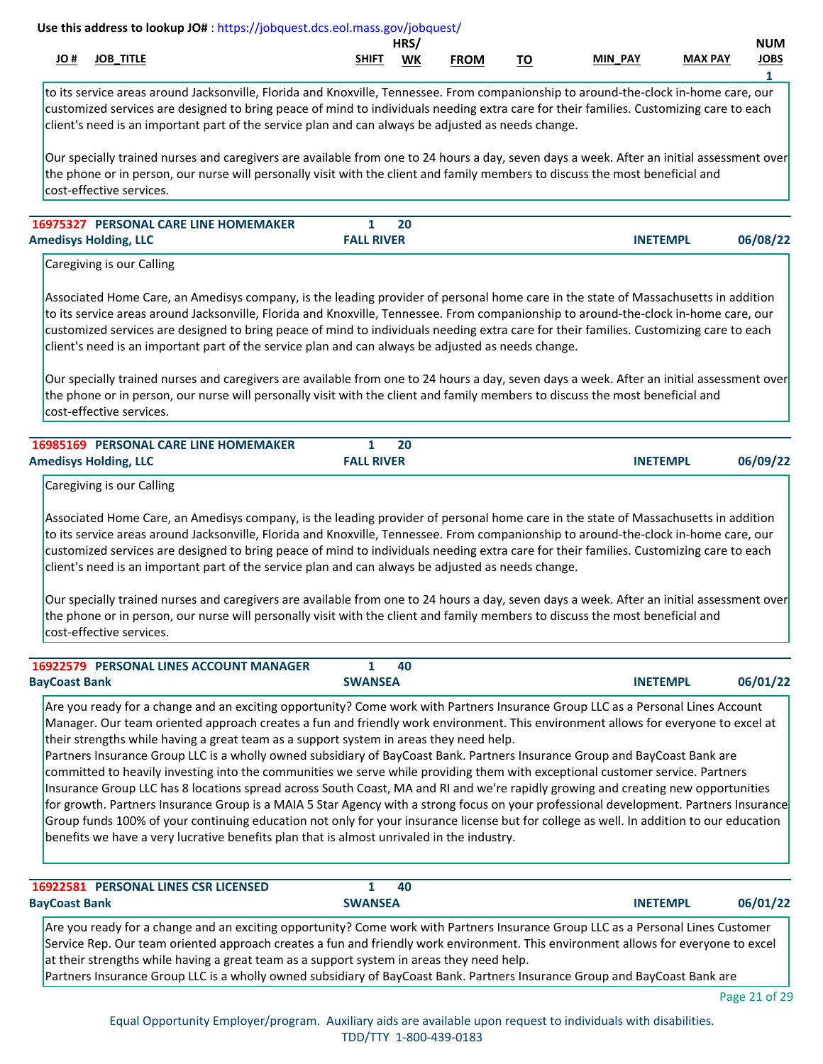Use this address to lookup JO# : https://jobquest.dcs.eol.mass.gov/jobquest/

| JO # | JOB_TITLE | SHIFT | HRS/WK | FROM | TO | MIN_PAY | MAX PAY | NUM JOBS |
|---|---|---|---|---|---|---|---|---|
| | | | | | | | | 1 |

to its service areas around Jacksonville, Florida and Knoxville, Tennessee. From companionship to around-the-clock in-home care, our customized services are designed to bring peace of mind to individuals needing extra care for their families. Customizing care to each client's need is an important part of the service plan and can always be adjusted as needs change.

Our specially trained nurses and caregivers are available from one to 24 hours a day, seven days a week. After an initial assessment over the phone or in person, our nurse will personally visit with the client and family members to discuss the most beneficial and cost-effective services.

**16975327 PERSONAL CARE LINE HOMEMAKER** 1 20
**Amedisys Holding, LLC** **FALL RIVER** **INETEMPL** **06/08/22**

Caregiving is our Calling

Associated Home Care, an Amedisys company, is the leading provider of personal home care in the state of Massachusetts in addition to its service areas around Jacksonville, Florida and Knoxville, Tennessee. From companionship to around-the-clock in-home care, our customized services are designed to bring peace of mind to individuals needing extra care for their families. Customizing care to each client's need is an important part of the service plan and can always be adjusted as needs change.

Our specially trained nurses and caregivers are available from one to 24 hours a day, seven days a week. After an initial assessment over the phone or in person, our nurse will personally visit with the client and family members to discuss the most beneficial and cost-effective services.

**16985169 PERSONAL CARE LINE HOMEMAKER** 1 20
**Amedisys Holding, LLC** **FALL RIVER** **INETEMPL** **06/09/22**

Caregiving is our Calling

Associated Home Care, an Amedisys company, is the leading provider of personal home care in the state of Massachusetts in addition to its service areas around Jacksonville, Florida and Knoxville, Tennessee. From companionship to around-the-clock in-home care, our customized services are designed to bring peace of mind to individuals needing extra care for their families. Customizing care to each client's need is an important part of the service plan and can always be adjusted as needs change.

Our specially trained nurses and caregivers are available from one to 24 hours a day, seven days a week. After an initial assessment over the phone or in person, our nurse will personally visit with the client and family members to discuss the most beneficial and cost-effective services.

**16922579 PERSONAL LINES ACCOUNT MANAGER** 1 40
**BayCoast Bank** **SWANSEA** **INETEMPL** **06/01/22**

Are you ready for a change and an exciting opportunity? Come work with Partners Insurance Group LLC as a Personal Lines Account Manager. Our team oriented approach creates a fun and friendly work environment. This environment allows for everyone to excel at their strengths while having a great team as a support system in areas they need help.
Partners Insurance Group LLC is a wholly owned subsidiary of BayCoast Bank. Partners Insurance Group and BayCoast Bank are committed to heavily investing into the communities we serve while providing them with exceptional customer service. Partners Insurance Group LLC has 8 locations spread across South Coast, MA and RI and we're rapidly growing and creating new opportunities for growth. Partners Insurance Group is a MAIA 5 Star Agency with a strong focus on your professional development. Partners Insurance Group funds 100% of your continuing education not only for your insurance license but for college as well. In addition to our education benefits we have a very lucrative benefits plan that is almost unrivaled in the industry.

**16922581 PERSONAL LINES CSR LICENSED** 1 40
**BayCoast Bank** **SWANSEA** **INETEMPL** **06/01/22**

Are you ready for a change and an exciting opportunity? Come work with Partners Insurance Group LLC as a Personal Lines Customer Service Rep. Our team oriented approach creates a fun and friendly work environment. This environment allows for everyone to excel at their strengths while having a great team as a support system in areas they need help.
Partners Insurance Group LLC is a wholly owned subsidiary of BayCoast Bank. Partners Insurance Group and BayCoast Bank are

Equal Opportunity Employer/program. Auxiliary aids are available upon request to individuals with disabilities.
TDD/TTY 1-800-439-0183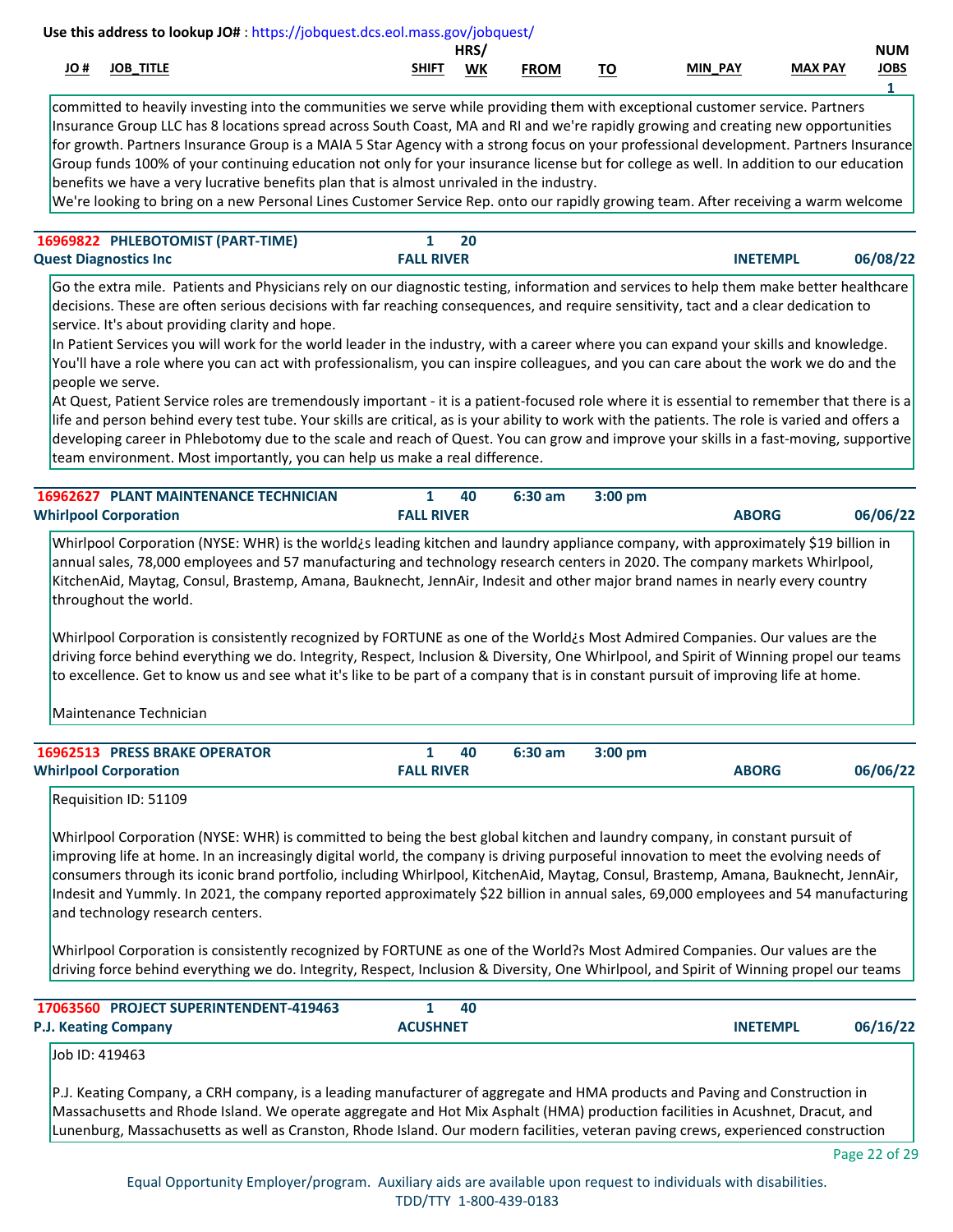Use this address to lookup JO# : https://jobquest.dcs.eol.mass.gov/jobquest/

| JO # | JOB_TITLE | SHIFT | HRS/ WK | FROM | TO | MIN_PAY | MAX PAY | NUM JOBS |
|---|---|---|---|---|---|---|---|---|
| | | | | | | | | 1 |

committed to heavily investing into the communities we serve while providing them with exceptional customer service. Partners Insurance Group LLC has 8 locations spread across South Coast, MA and RI and we're rapidly growing and creating new opportunities for growth. Partners Insurance Group is a MAIA 5 Star Agency with a strong focus on your professional development. Partners Insurance Group funds 100% of your continuing education not only for your insurance license but for college as well. In addition to our education benefits we have a very lucrative benefits plan that is almost unrivaled in the industry.
We're looking to bring on a new Personal Lines Customer Service Rep. onto our rapidly growing team. After receiving a warm welcome

---

**16969822 PHLEBOTOMIST (PART-TIME)** | 1 | 20
**Quest Diagnostics Inc** | FALL RIVER | INETEMPL | 06/08/22

Go the extra mile. Patients and Physicians rely on our diagnostic testing, information and services to help them make better healthcare decisions. These are often serious decisions with far reaching consequences, and require sensitivity, tact and a clear dedication to service. It's about providing clarity and hope.
In Patient Services you will work for the world leader in the industry, with a career where you can expand your skills and knowledge. You'll have a role where you can act with professionalism, you can inspire colleagues, and you can care about the work we do and the people we serve.
At Quest, Patient Service roles are tremendously important - it is a patient-focused role where it is essential to remember that there is a life and person behind every test tube. Your skills are critical, as is your ability to work with the patients. The role is varied and offers a developing career in Phlebotomy due to the scale and reach of Quest. You can grow and improve your skills in a fast-moving, supportive team environment. Most importantly, you can help us make a real difference.

---

**16962627 PLANT MAINTENANCE TECHNICIAN** | 1 | 40 | 6:30 am | 3:00 pm
**Whirlpool Corporation** | FALL RIVER | ABORG | 06/06/22

Whirlpool Corporation (NYSE: WHR) is the world¿s leading kitchen and laundry appliance company, with approximately $19 billion in annual sales, 78,000 employees and 57 manufacturing and technology research centers in 2020. The company markets Whirlpool, KitchenAid, Maytag, Consul, Brastemp, Amana, Bauknecht, JennAir, Indesit and other major brand names in nearly every country throughout the world.

Whirlpool Corporation is consistently recognized by FORTUNE as one of the World¿s Most Admired Companies. Our values are the driving force behind everything we do. Integrity, Respect, Inclusion & Diversity, One Whirlpool, and Spirit of Winning propel our teams to excellence. Get to know us and see what it's like to be part of a company that is in constant pursuit of improving life at home.

Maintenance Technician

---

**16962513 PRESS BRAKE OPERATOR** | 1 | 40 | 6:30 am | 3:00 pm
**Whirlpool Corporation** | FALL RIVER | ABORG | 06/06/22

Requisition ID: 51109

Whirlpool Corporation (NYSE: WHR) is committed to being the best global kitchen and laundry company, in constant pursuit of improving life at home. In an increasingly digital world, the company is driving purposeful innovation to meet the evolving needs of consumers through its iconic brand portfolio, including Whirlpool, KitchenAid, Maytag, Consul, Brastemp, Amana, Bauknecht, JennAir, Indesit and Yummly. In 2021, the company reported approximately $22 billion in annual sales, 69,000 employees and 54 manufacturing and technology research centers.

Whirlpool Corporation is consistently recognized by FORTUNE as one of the World?s Most Admired Companies. Our values are the driving force behind everything we do. Integrity, Respect, Inclusion & Diversity, One Whirlpool, and Spirit of Winning propel our teams

---

**17063560 PROJECT SUPERINTENDENT-419463** | 1 | 40
**P.J. Keating Company** | ACUSHNET | INETEMPL | 06/16/22

Job ID: 419463

P.J. Keating Company, a CRH company, is a leading manufacturer of aggregate and HMA products and Paving and Construction in Massachusetts and Rhode Island. We operate aggregate and Hot Mix Asphalt (HMA) production facilities in Acushnet, Dracut, and Lunenburg, Massachusetts as well as Cranston, Rhode Island. Our modern facilities, veteran paving crews, experienced construction

Equal Opportunity Employer/program. Auxiliary aids are available upon request to individuals with disabilities.
TDD/TTY 1-800-439-0183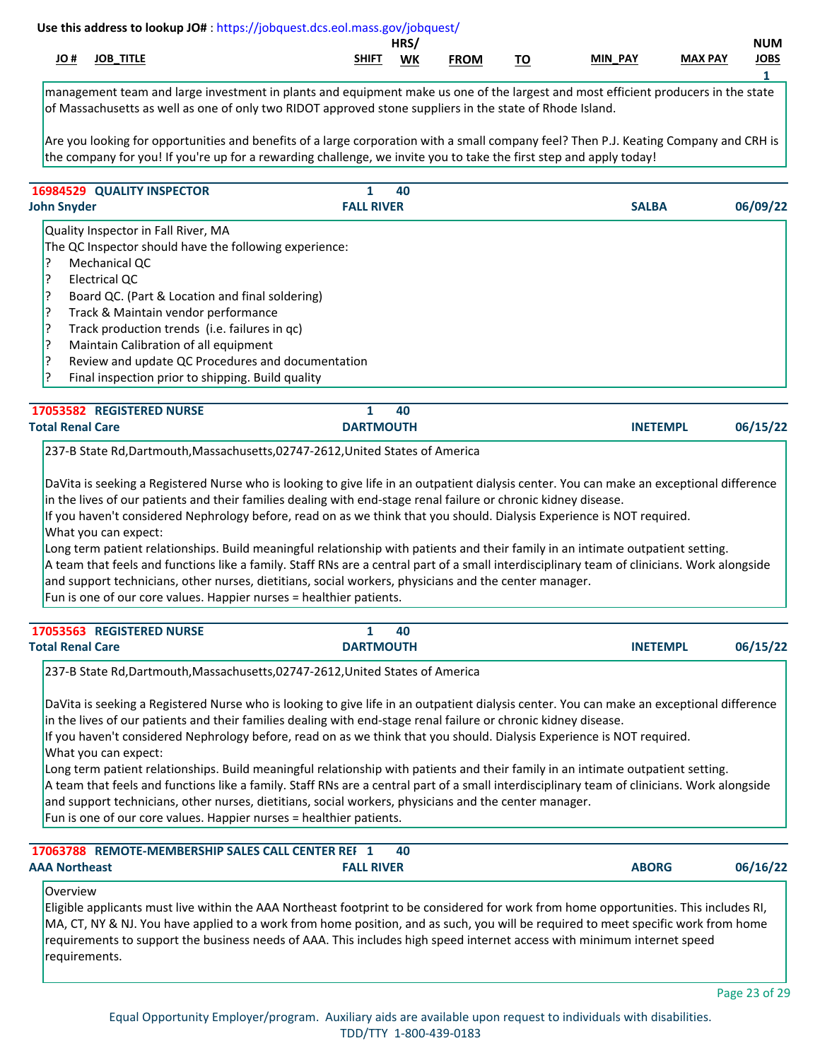Use this address to lookup JO# : https://jobquest.dcs.eol.mass.gov/jobquest/

| JO # | JOB_TITLE | SHIFT | HRS/ WK | FROM | TO | MIN_PAY | MAX PAY | NUM JOBS |
|---|---|---|---|---|---|---|---|---|
| | | | | | | | | 1 |

management team and large investment in plants and equipment make us one of the largest and most efficient producers in the state of Massachusetts as well as one of only two RIDOT approved stone suppliers in the state of Rhode Island.

Are you looking for opportunities and benefits of a large corporation with a small company feel? Then P.J. Keating Company and CRH is the company for you! If you're up for a rewarding challenge, we invite you to take the first step and apply today!

---

**16984529 QUALITY INSPECTOR** | 1 | 40
**John Snyder** | **FALL RIVER** | **SALBA** | **06/09/22**

Quality Inspector in Fall River, MA
The QC Inspector should have the following experience:
? Mechanical QC
? Electrical QC
? Board QC. (Part & Location and final soldering)
? Track & Maintain vendor performance
? Track production trends (i.e. failures in qc)
? Maintain Calibration of all equipment
? Review and update QC Procedures and documentation
? Final inspection prior to shipping. Build quality

---

**17053582 REGISTERED NURSE** | 1 | 40
**Total Renal Care** | **DARTMOUTH** | **INETEMPL** | **06/15/22**

237-B State Rd,Dartmouth,Massachusetts,02747-2612,United States of America

DaVita is seeking a Registered Nurse who is looking to give life in an outpatient dialysis center. You can make an exceptional difference in the lives of our patients and their families dealing with end-stage renal failure or chronic kidney disease.
If you haven't considered Nephrology before, read on as we think that you should. Dialysis Experience is NOT required.
What you can expect:
Long term patient relationships. Build meaningful relationship with patients and their family in an intimate outpatient setting.
A team that feels and functions like a family. Staff RNs are a central part of a small interdisciplinary team of clinicians. Work alongside and support technicians, other nurses, dietitians, social workers, physicians and the center manager.
Fun is one of our core values. Happier nurses = healthier patients.

---

**17053563 REGISTERED NURSE** | 1 | 40
**Total Renal Care** | **DARTMOUTH** | **INETEMPL** | **06/15/22**

237-B State Rd,Dartmouth,Massachusetts,02747-2612,United States of America

DaVita is seeking a Registered Nurse who is looking to give life in an outpatient dialysis center. You can make an exceptional difference in the lives of our patients and their families dealing with end-stage renal failure or chronic kidney disease.
If you haven't considered Nephrology before, read on as we think that you should. Dialysis Experience is NOT required.
What you can expect:
Long term patient relationships. Build meaningful relationship with patients and their family in an intimate outpatient setting.
A team that feels and functions like a family. Staff RNs are a central part of a small interdisciplinary team of clinicians. Work alongside and support technicians, other nurses, dietitians, social workers, physicians and the center manager.
Fun is one of our core values. Happier nurses = healthier patients.

---

**17063788 REMOTE-MEMBERSHIP SALES CALL CENTER REI** | 1 | 40
**AAA Northeast** | **FALL RIVER** | **ABORG** | **06/16/22**

Overview
Eligible applicants must live within the AAA Northeast footprint to be considered for work from home opportunities. This includes RI, MA, CT, NY & NJ. You have applied to a work from home position, and as such, you will be required to meet specific work from home requirements to support the business needs of AAA. This includes high speed internet access with minimum internet speed requirements.

Equal Opportunity Employer/program. Auxiliary aids are available upon request to individuals with disabilities.
TDD/TTY 1-800-439-0183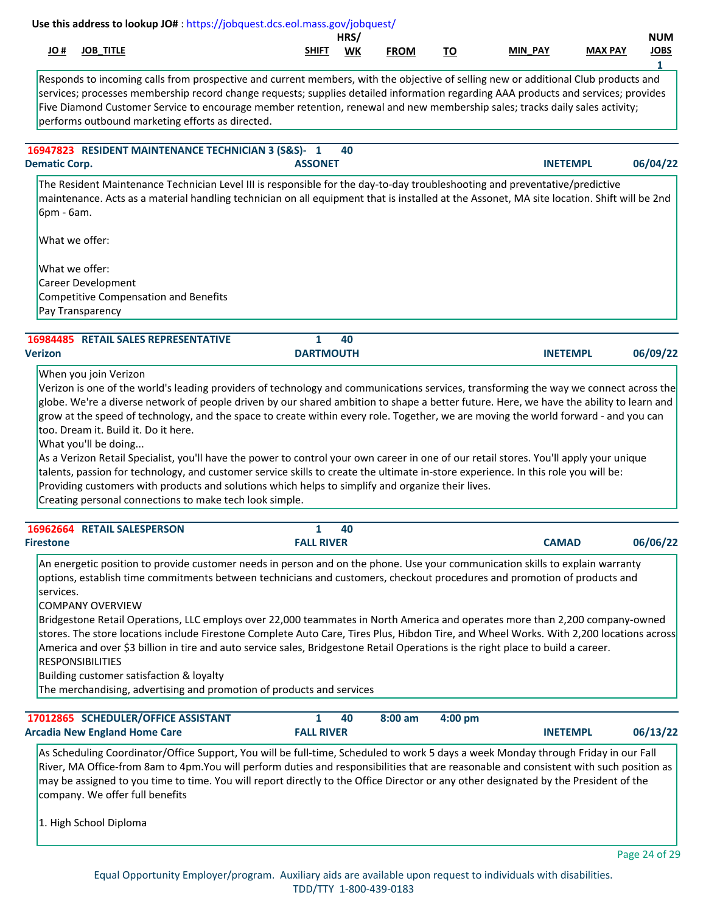Use this address to lookup JO# : https://jobquest.dcs.eol.mass.gov/jobquest/

| JO # | JOB_TITLE | SHIFT | HRS/ WK | FROM | TO | MIN_PAY | MAX PAY | NUM JOBS |
|---|---|---|---|---|---|---|---|---|
| | | | | | | | | 1 |

Responds to incoming calls from prospective and current members, with the objective of selling new or additional Club products and services; processes membership record change requests; supplies detailed information regarding AAA products and services; provides Five Diamond Customer Service to encourage member retention, renewal and new membership sales; tracks daily sales activity; performs outbound marketing efforts as directed.

---

**16947823 RESIDENT MAINTENANCE TECHNICIAN 3 (S&S)-** | 1 | 40
**Dematic Corp.** | **ASSONET** | **INETEMPL** | **06/04/22**

The Resident Maintenance Technician Level III is responsible for the day-to-day troubleshooting and preventative/predictive maintenance. Acts as a material handling technician on all equipment that is installed at the Assonet, MA site location. Shift will be 2nd 6pm - 6am.

What we offer:

What we offer:
Career Development
Competitive Compensation and Benefits
Pay Transparency

---

**16984485 RETAIL SALES REPRESENTATIVE** | 1 | 40
**Verizon** | **DARTMOUTH** | **INETEMPL** | **06/09/22**

When you join Verizon
Verizon is one of the world's leading providers of technology and communications services, transforming the way we connect across the globe. We're a diverse network of people driven by our shared ambition to shape a better future. Here, we have the ability to learn and grow at the speed of technology, and the space to create within every role. Together, we are moving the world forward - and you can too. Dream it. Build it. Do it here.
What you'll be doing...
As a Verizon Retail Specialist, you'll have the power to control your own career in one of our retail stores. You'll apply your unique talents, passion for technology, and customer service skills to create the ultimate in-store experience. In this role you will be:
Providing customers with products and solutions which helps to simplify and organize their lives.
Creating personal connections to make tech look simple.

---

**16962664 RETAIL SALESPERSON** | 1 | 40
**Firestone** | **FALL RIVER** | **CAMAD** | **06/06/22**

An energetic position to provide customer needs in person and on the phone. Use your communication skills to explain warranty options, establish time commitments between technicians and customers, checkout procedures and promotion of products and services.
COMPANY OVERVIEW
Bridgestone Retail Operations, LLC employs over 22,000 teammates in North America and operates more than 2,200 company-owned stores. The store locations include Firestone Complete Auto Care, Tires Plus, Hibdon Tire, and Wheel Works. With 2,200 locations across America and over $3 billion in tire and auto service sales, Bridgestone Retail Operations is the right place to build a career.
RESPONSIBILITIES
Building customer satisfaction & loyalty
The merchandising, advertising and promotion of products and services

---

**17012865 SCHEDULER/OFFICE ASSISTANT** | 1 | 40 | 8:00 am | 4:00 pm
**Arcadia New England Home Care** | **FALL RIVER** | **INETEMPL** | **06/13/22**

As Scheduling Coordinator/Office Support, You will be full-time, Scheduled to work 5 days a week Monday through Friday in our Fall River, MA Office-from 8am to 4pm.You will perform duties and responsibilities that are reasonable and consistent with such position as may be assigned to you time to time. You will report directly to the Office Director or any other designated by the President of the company. We offer full benefits

1. High School Diploma

Equal Opportunity Employer/program. Auxiliary aids are available upon request to individuals with disabilities.
TDD/TTY 1-800-439-0183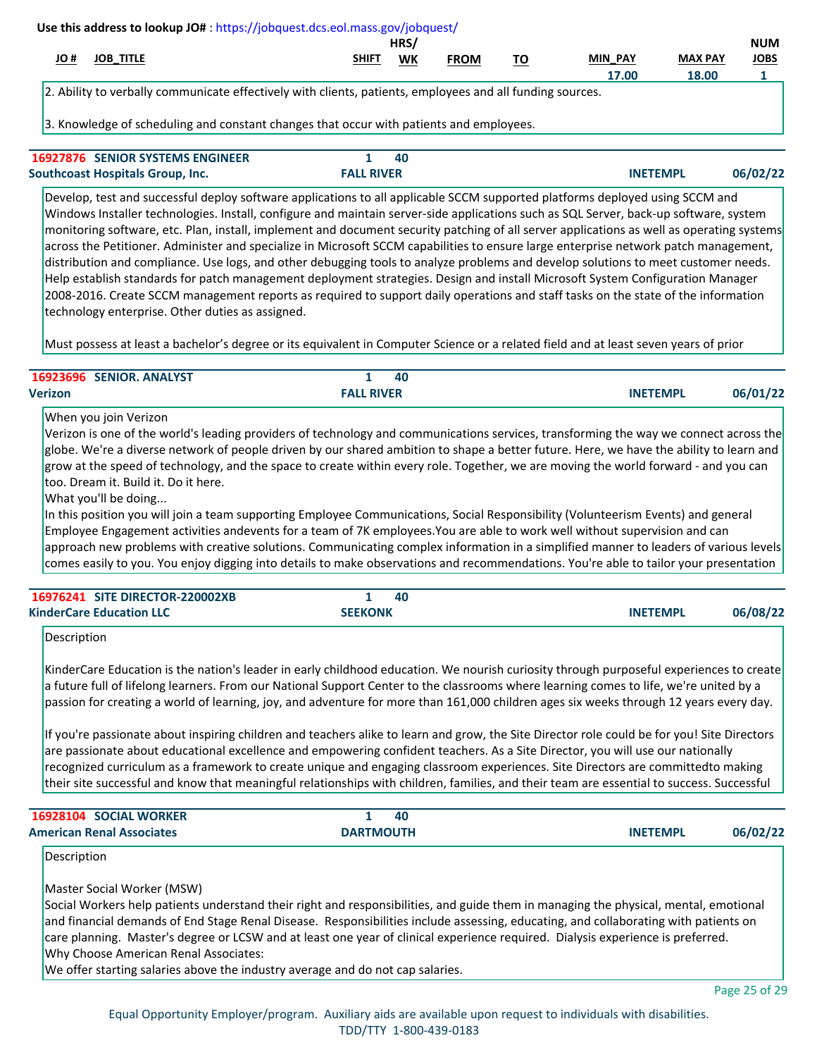Use this address to lookup JO# : https://jobquest.dcs.eol.mass.gov/jobquest/

| JO # | JOB_TITLE | SHIFT | HRS/ WK | FROM | TO | MIN_PAY | MAX PAY | NUM JOBS |
|---|---|---|---|---|---|---|---|---|
| | | | | | | 17.00 | 18.00 | 1 |

2. Ability to verbally communicate effectively with clients, patients, employees and all funding sources.

3. Knowledge of scheduling and constant changes that occur with patients and employees.

**16927876 SENIOR SYSTEMS ENGINEER** 1 40
**Southcoast Hospitals Group, Inc.** FALL RIVER INETEMPL 06/02/22

Develop, test and successful deploy software applications to all applicable SCCM supported platforms deployed using SCCM and Windows Installer technologies. Install, configure and maintain server-side applications such as SQL Server, back-up software, system monitoring software, etc. Plan, install, implement and document security patching of all server applications as well as operating systems across the Petitioner. Administer and specialize in Microsoft SCCM capabilities to ensure large enterprise network patch management, distribution and compliance. Use logs, and other debugging tools to analyze problems and develop solutions to meet customer needs. Help establish standards for patch management deployment strategies. Design and install Microsoft System Configuration Manager 2008-2016. Create SCCM management reports as required to support daily operations and staff tasks on the state of the information technology enterprise. Other duties as assigned.

Must possess at least a bachelor's degree or its equivalent in Computer Science or a related field and at least seven years of prior

**16923696 SENIOR. ANALYST** 1 40
**Verizon** FALL RIVER INETEMPL 06/01/22

When you join Verizon
Verizon is one of the world's leading providers of technology and communications services, transforming the way we connect across the globe. We're a diverse network of people driven by our shared ambition to shape a better future. Here, we have the ability to learn and grow at the speed of technology, and the space to create within every role. Together, we are moving the world forward - and you can too. Dream it. Build it. Do it here.
What you'll be doing...
In this position you will join a team supporting Employee Communications, Social Responsibility (Volunteerism Events) and general Employee Engagement activities andevents for a team of 7K employees.You are able to work well without supervision and can approach new problems with creative solutions. Communicating complex information in a simplified manner to leaders of various levels comes easily to you. You enjoy digging into details to make observations and recommendations. You're able to tailor your presentation

**16976241 SITE DIRECTOR-220002XB** 1 40
**KinderCare Education LLC** SEEKONK INETEMPL 06/08/22

Description

KinderCare Education is the nation's leader in early childhood education. We nourish curiosity through purposeful experiences to create a future full of lifelong learners. From our National Support Center to the classrooms where learning comes to life, we're united by a passion for creating a world of learning, joy, and adventure for more than 161,000 children ages six weeks through 12 years every day.

If you're passionate about inspiring children and teachers alike to learn and grow, the Site Director role could be for you! Site Directors are passionate about educational excellence and empowering confident teachers. As a Site Director, you will use our nationally recognized curriculum as a framework to create unique and engaging classroom experiences. Site Directors are committedto making their site successful and know that meaningful relationships with children, families, and their team are essential to success. Successful

**16928104 SOCIAL WORKER** 1 40
**American Renal Associates** DARTMOUTH INETEMPL 06/02/22

Description

Master Social Worker (MSW)
Social Workers help patients understand their right and responsibilities, and guide them in managing the physical, mental, emotional and financial demands of End Stage Renal Disease. Responsibilities include assessing, educating, and collaborating with patients on care planning. Master's degree or LCSW and at least one year of clinical experience required. Dialysis experience is preferred.
Why Choose American Renal Associates:
We offer starting salaries above the industry average and do not cap salaries.

Equal Opportunity Employer/program. Auxiliary aids are available upon request to individuals with disabilities.
TDD/TTY 1-800-439-0183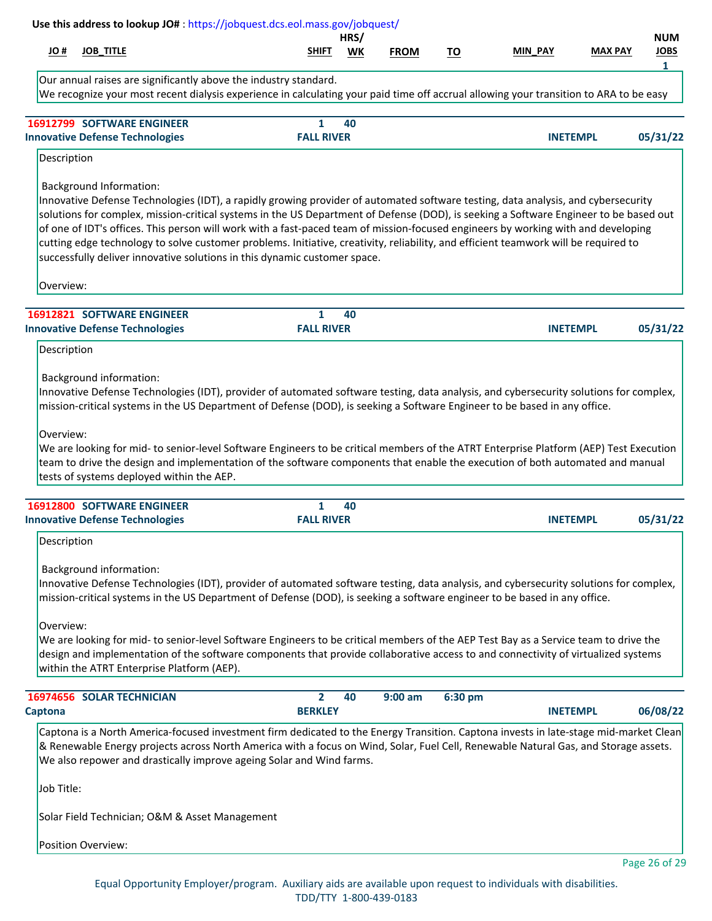Use this address to lookup JO# : https://jobquest.dcs.eol.mass.gov/jobquest/

| JO # | JOB_TITLE | SHIFT | HRS/ WK | FROM | TO | MIN_PAY | MAX PAY | NUM JOBS |
|---|---|---|---|---|---|---|---|---|
| | | | | | | | | 1 |

Our annual raises are significantly above the industry standard.
We recognize your most recent dialysis experience in calculating your paid time off accrual allowing your transition to ARA to be easy

**16912799 SOFTWARE ENGINEER** | 1 | 40
**Innovative Defense Technologies** | **FALL RIVER** | **INETEMPL** | **05/31/22**

Description

Background Information:
Innovative Defense Technologies (IDT), a rapidly growing provider of automated software testing, data analysis, and cybersecurity solutions for complex, mission-critical systems in the US Department of Defense (DOD), is seeking a Software Engineer to be based out of one of IDT's offices. This person will work with a fast-paced team of mission-focused engineers by working with and developing cutting edge technology to solve customer problems. Initiative, creativity, reliability, and efficient teamwork will be required to successfully deliver innovative solutions in this dynamic customer space.

Overview:

**16912821 SOFTWARE ENGINEER** | 1 | 40
**Innovative Defense Technologies** | **FALL RIVER** | **INETEMPL** | **05/31/22**

Description

Background information:
Innovative Defense Technologies (IDT), provider of automated software testing, data analysis, and cybersecurity solutions for complex, mission-critical systems in the US Department of Defense (DOD), is seeking a Software Engineer to be based in any office.

Overview:
We are looking for mid- to senior-level Software Engineers to be critical members of the ATRT Enterprise Platform (AEP) Test Execution team to drive the design and implementation of the software components that enable the execution of both automated and manual tests of systems deployed within the AEP.

**16912800 SOFTWARE ENGINEER** | 1 | 40
**Innovative Defense Technologies** | **FALL RIVER** | **INETEMPL** | **05/31/22**

Description

Background information:
Innovative Defense Technologies (IDT), provider of automated software testing, data analysis, and cybersecurity solutions for complex, mission-critical systems in the US Department of Defense (DOD), is seeking a software engineer to be based in any office.

Overview:
We are looking for mid- to senior-level Software Engineers to be critical members of the AEP Test Bay as a Service team to drive the design and implementation of the software components that provide collaborative access to and connectivity of virtualized systems within the ATRT Enterprise Platform (AEP).

**16974656 SOLAR TECHNICIAN** | 2 | 40 | 9:00 am | 6:30 pm
**Captona** | **BERKLEY** | **INETEMPL** | **06/08/22**

Captona is a North America-focused investment firm dedicated to the Energy Transition. Captona invests in late-stage mid-market Clean & Renewable Energy projects across North America with a focus on Wind, Solar, Fuel Cell, Renewable Natural Gas, and Storage assets. We also repower and drastically improve ageing Solar and Wind farms.

Job Title:

Solar Field Technician; O&M & Asset Management

Position Overview:

Equal Opportunity Employer/program. Auxiliary aids are available upon request to individuals with disabilities.
TDD/TTY 1-800-439-0183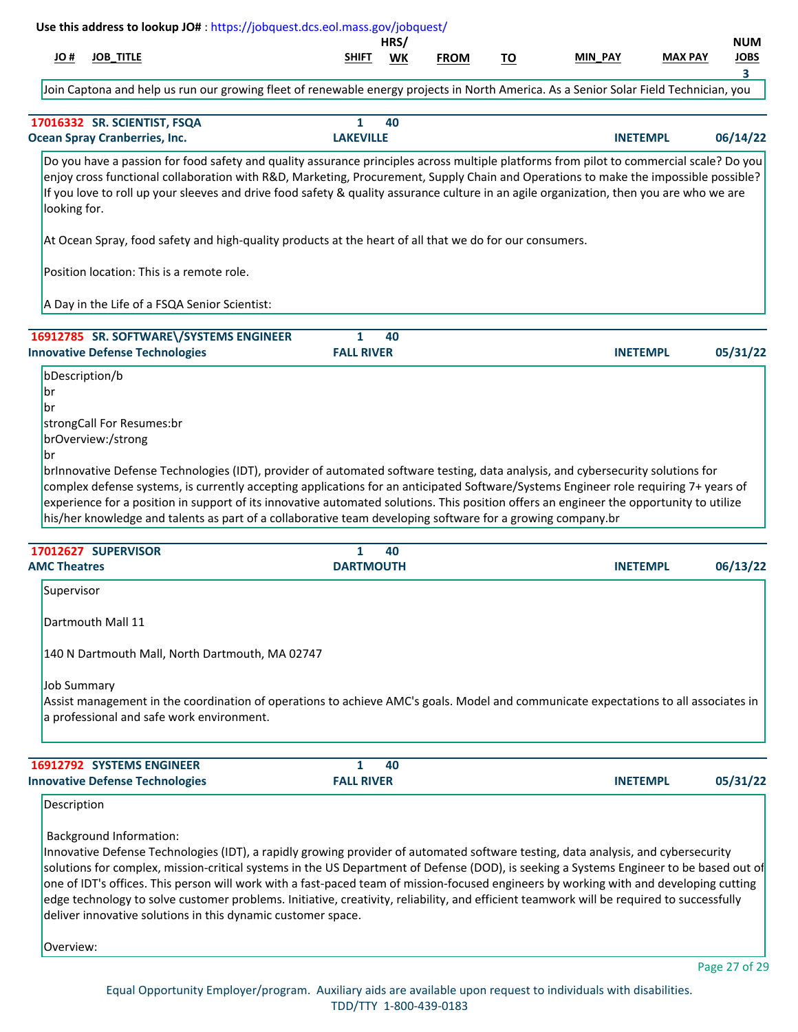Use this address to lookup JO# : https://jobquest.dcs.eol.mass.gov/jobquest/

| JO # | JOB_TITLE | SHIFT | HRS/ WK | FROM | TO | MIN_PAY | MAX PAY | NUM JOBS |
|---|---|---|---|---|---|---|---|---|
| | | | | | | | | 3 |

Join Captona and help us run our growing fleet of renewable energy projects in North America. As a Senior Solar Field Technician, you

| | | | | | | |
|---|---|---|---|---|---|---|
| 17016332 | SR. SCIENTIST, FSQA | 1 | 40 | | | |
| Ocean Spray Cranberries, Inc. | | LAKEVILLE | | | INETEMPL | 06/14/22 |

Do you have a passion for food safety and quality assurance principles across multiple platforms from pilot to commercial scale? Do you enjoy cross functional collaboration with R&D, Marketing, Procurement, Supply Chain and Operations to make the impossible possible? If you love to roll up your sleeves and drive food safety & quality assurance culture in an agile organization, then you are who we are looking for.

At Ocean Spray, food safety and high-quality products at the heart of all that we do for our consumers.

Position location: This is a remote role.

A Day in the Life of a FSQA Senior Scientist:

| | | | | | | |
|---|---|---|---|---|---|---|
| 16912785 | SR. SOFTWARE\/SYSTEMS ENGINEER | 1 | 40 | | | |
| Innovative Defense Technologies | | FALL RIVER | | | INETEMPL | 05/31/22 |

bDescription/b
br
br
strongCall For Resumes:br
brOverview:/strong
br
brInnovative Defense Technologies (IDT), provider of automated software testing, data analysis, and cybersecurity solutions for complex defense systems, is currently accepting applications for an anticipated Software/Systems Engineer role requiring 7+ years of experience for a position in support of its innovative automated solutions. This position offers an engineer the opportunity to utilize his/her knowledge and talents as part of a collaborative team developing software for a growing company.br

| | | | | | | |
|---|---|---|---|---|---|---|
| 17012627 | SUPERVISOR | 1 | 40 | | | |
| AMC Theatres | | DARTMOUTH | | | INETEMPL | 06/13/22 |

Supervisor

Dartmouth Mall 11

140 N Dartmouth Mall, North Dartmouth, MA 02747

Job Summary
Assist management in the coordination of operations to achieve AMC's goals. Model and communicate expectations to all associates in a professional and safe work environment.

| | | | | | | |
|---|---|---|---|---|---|---|
| 16912792 | SYSTEMS ENGINEER | 1 | 40 | | | |
| Innovative Defense Technologies | | FALL RIVER | | | INETEMPL | 05/31/22 |

Description

Background Information:
Innovative Defense Technologies (IDT), a rapidly growing provider of automated software testing, data analysis, and cybersecurity solutions for complex, mission-critical systems in the US Department of Defense (DOD), is seeking a Systems Engineer to be based out of one of IDT's offices. This person will work with a fast-paced team of mission-focused engineers by working with and developing cutting edge technology to solve customer problems. Initiative, creativity, reliability, and efficient teamwork will be required to successfully deliver innovative solutions in this dynamic customer space.

Overview:

Equal Opportunity Employer/program. Auxiliary aids are available upon request to individuals with disabilities.
TDD/TTY 1-800-439-0183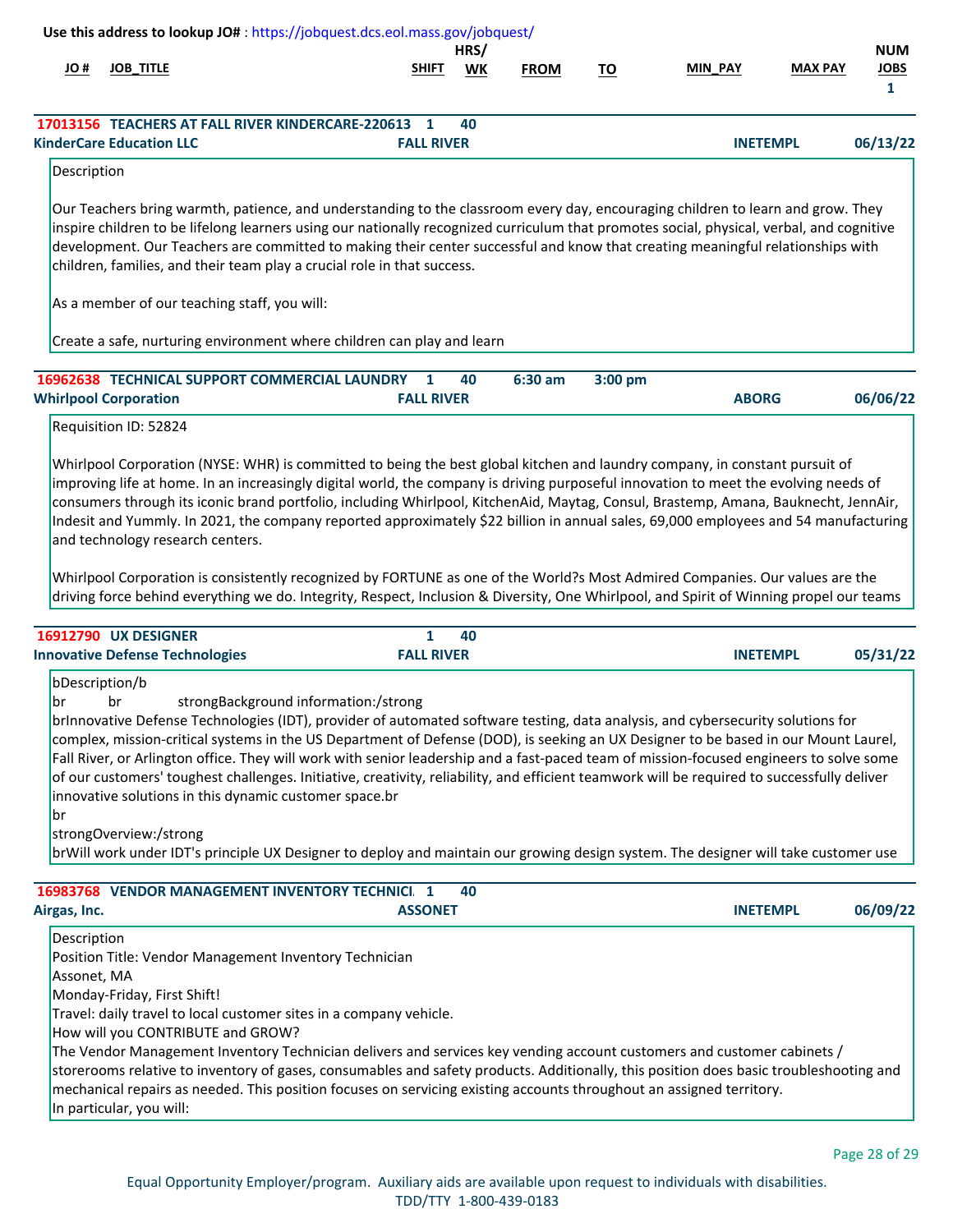Use this address to lookup JO# : https://jobquest.dcs.eol.mass.gov/jobquest/

| JO # | JOB_TITLE | SHIFT | HRS/ WK | FROM | TO | MIN_PAY | MAX PAY | NUM JOBS |
|---|---|---|---|---|---|---|---|---|
| | | | | | | | | 1 |

**17013156 TEACHERS AT FALL RIVER KINDERCARE-220613** 1 40
**KinderCare Education LLC** **FALL RIVER** **INETEMPL** **06/13/22**

Description

Our Teachers bring warmth, patience, and understanding to the classroom every day, encouraging children to learn and grow. They inspire children to be lifelong learners using our nationally recognized curriculum that promotes social, physical, verbal, and cognitive development. Our Teachers are committed to making their center successful and know that creating meaningful relationships with children, families, and their team play a crucial role in that success.

As a member of our teaching staff, you will:

Create a safe, nurturing environment where children can play and learn

**16962638 TECHNICAL SUPPORT COMMERCIAL LAUNDRY** 1 40 6:30 am 3:00 pm
**Whirlpool Corporation** **FALL RIVER** **ABORG** **06/06/22**

Requisition ID: 52824

Whirlpool Corporation (NYSE: WHR) is committed to being the best global kitchen and laundry company, in constant pursuit of improving life at home. In an increasingly digital world, the company is driving purposeful innovation to meet the evolving needs of consumers through its iconic brand portfolio, including Whirlpool, KitchenAid, Maytag, Consul, Brastemp, Amana, Bauknecht, JennAir, Indesit and Yummly. In 2021, the company reported approximately $22 billion in annual sales, 69,000 employees and 54 manufacturing and technology research centers.

Whirlpool Corporation is consistently recognized by FORTUNE as one of the World?s Most Admired Companies. Our values are the driving force behind everything we do. Integrity, Respect, Inclusion & Diversity, One Whirlpool, and Spirit of Winning propel our teams

**16912790 UX DESIGNER** 1 40
**Innovative Defense Technologies** **FALL RIVER** **INETEMPL** **05/31/22**

bDescription/b
br br strongBackground information:/strong
brInnovative Defense Technologies (IDT), provider of automated software testing, data analysis, and cybersecurity solutions for complex, mission-critical systems in the US Department of Defense (DOD), is seeking an UX Designer to be based in our Mount Laurel, Fall River, or Arlington office. They will work with senior leadership and a fast-paced team of mission-focused engineers to solve some of our customers' toughest challenges. Initiative, creativity, reliability, and efficient teamwork will be required to successfully deliver innovative solutions in this dynamic customer space.br
br
strongOverview:/strong
brWill work under IDT's principle UX Designer to deploy and maintain our growing design system. The designer will take customer use

**16983768 VENDOR MANAGEMENT INVENTORY TECHNICI** 1 40
**Airgas, Inc.** **ASSONET** **INETEMPL** **06/09/22**

Description
Position Title: Vendor Management Inventory Technician
Assonet, MA
Monday-Friday, First Shift!
Travel: daily travel to local customer sites in a company vehicle.
How will you CONTRIBUTE and GROW?
The Vendor Management Inventory Technician delivers and services key vending account customers and customer cabinets / storerooms relative to inventory of gases, consumables and safety products. Additionally, this position does basic troubleshooting and mechanical repairs as needed. This position focuses on servicing existing accounts throughout an assigned territory.
In particular, you will:

Equal Opportunity Employer/program. Auxiliary aids are available upon request to individuals with disabilities.
TDD/TTY 1-800-439-0183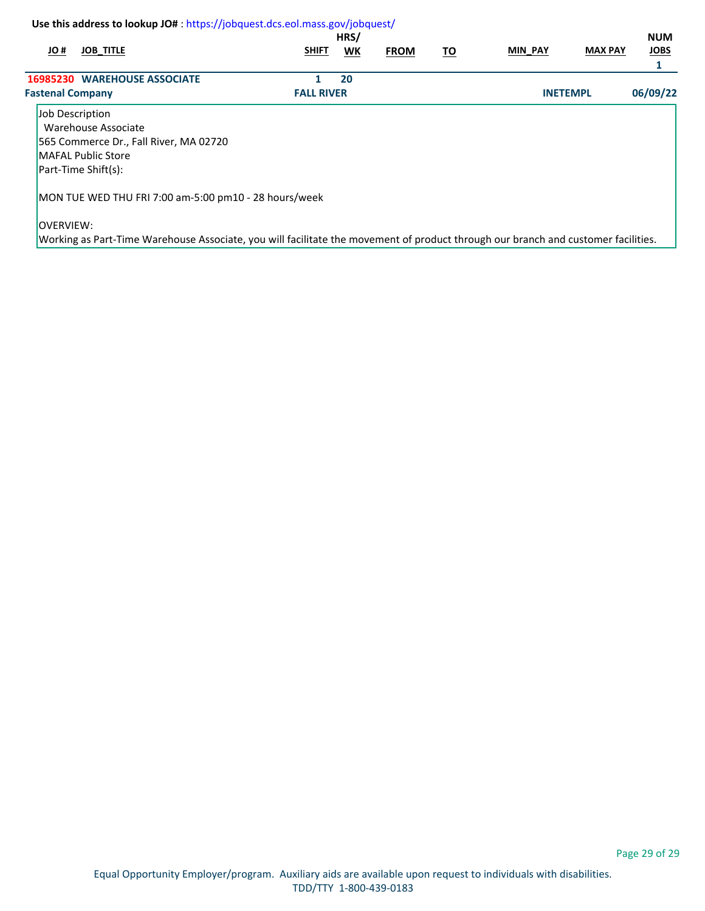**Use this address to lookup JO#** : https://jobquest.dcs.eol.mass.gov/jobquest/

| JO # | JOB_TITLE | SHIFT | HRS/ WK | FROM | TO | MIN_PAY | MAX PAY | NUM JOBS |
|---|---|---|---|---|---|---|---|---|
| 16985230 | WAREHOUSE ASSOCIATE | 1 | 20 | | | | | 1 |
| Fastenal Company | | FALL RIVER | | | | INETEMPL | | 06/09/22 |

Job Description
Warehouse Associate
565 Commerce Dr., Fall River, MA 02720
MAFAL Public Store
Part-Time Shift(s):

MON TUE WED THU FRI 7:00 am-5:00 pm10 - 28 hours/week

OVERVIEW:
Working as Part-Time Warehouse Associate, you will facilitate the movement of product through our branch and customer facilities.

Equal Opportunity Employer/program. Auxiliary aids are available upon request to individuals with disabilities.
TDD/TTY 1-800-439-0183